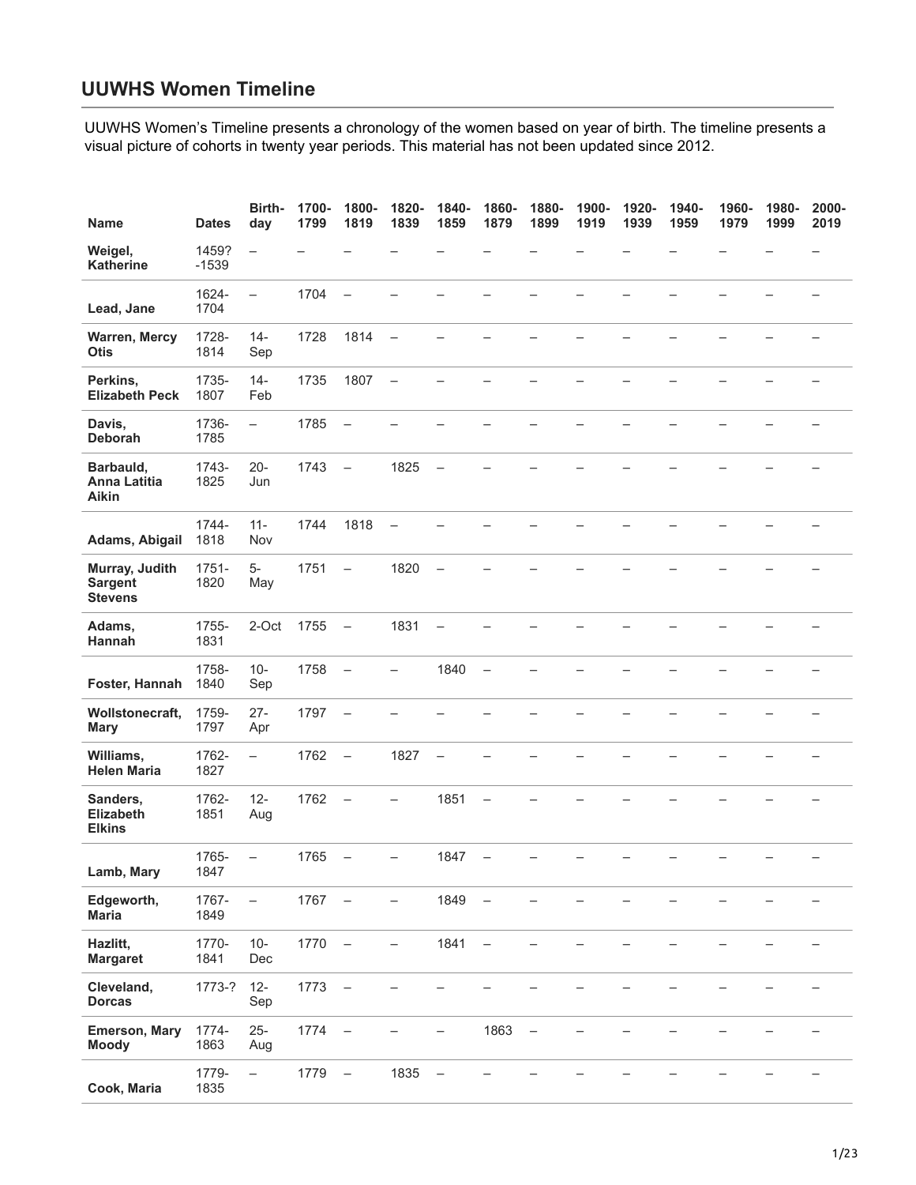## UUWHS Women Timeline

UUWHS Women's Timeline presents a chronology of the women based on year of birth. The timeline presents a visual picture of cohorts in twenty year periods. This material has not been updated since 2012.

| Name | Dates | Birth-day | 1700-1799 | 1800-1819 | 1820-1839 | 1840-1859 | 1860-1879 | 1880-1899 | 1900-1919 | 1920-1939 | 1940-1959 | 1960-1979 | 1980-1999 | 2000-2019 |
|---|---|---|---|---|---|---|---|---|---|---|---|---|---|---|
| **Weigel, Katherine** | 1459?-1539 | – | – | – | – | – | – | – | – | – | – | – | – | – |
| **Lead, Jane** | 1624-1704 | – | 1704 | – | – | – | – | – | – | – | – | – | – | – |
| **Warren, Mercy Otis** | 1728-1814 | 14-Sep | 1728 | 1814 | – | – | – | – | – | – | – | – | – | – |
| **Perkins, Elizabeth Peck** | 1735-1807 | 14-Feb | 1735 | 1807 | – | – | – | – | – | – | – | – | – | – |
| **Davis, Deborah** | 1736-1785 | – | 1785 | – | – | – | – | – | – | – | – | – | – | – |
| **Barbauld, Anna Latitia Aikin** | 1743-1825 | 20-Jun | 1743 | – | 1825 | – | – | – | – | – | – | – | – | – |
| **Adams, Abigail** | 1744-1818 | 11-Nov | 1744 | 1818 | – | – | – | – | – | – | – | – | – | – |
| **Murray, Judith Sargent Stevens** | 1751-1820 | 5-May | 1751 | – | 1820 | – | – | – | – | – | – | – | – | – |
| **Adams, Hannah** | 1755-1831 | 2-Oct | 1755 | – | 1831 | – | – | – | – | – | – | – | – | – |
| **Foster, Hannah** | 1758-1840 | 10-Sep | 1758 | – | – | 1840 | – | – | – | – | – | – | – | – |
| **Wollstonecraft, Mary** | 1759-1797 | 27-Apr | 1797 | – | – | – | – | – | – | – | – | – | – | – |
| **Williams, Helen Maria** | 1762-1827 | – | 1762 | – | 1827 | – | – | – | – | – | – | – | – | – |
| **Sanders, Elizabeth Elkins** | 1762-1851 | 12-Aug | 1762 | – | – | 1851 | – | – | – | – | – | – | – | – |
| **Lamb, Mary** | 1765-1847 | – | 1765 | – | – | 1847 | – | – | – | – | – | – | – | – |
| **Edgeworth, Maria** | 1767-1849 | – | 1767 | – | – | 1849 | – | – | – | – | – | – | – | – |
| **Hazlitt, Margaret** | 1770-1841 | 10-Dec | 1770 | – | – | 1841 | – | – | – | – | – | – | – | – |
| **Cleveland, Dorcas** | 1773-? | 12-Sep | 1773 | – | – | – | – | – | – | – | – | – | – | – |
| **Emerson, Mary Moody** | 1774-1863 | 25-Aug | 1774 | – | – | – | 1863 | – | – | – | – | – | – | – |
| **Cook, Maria** | 1779-1835 | – | 1779 | – | 1835 | – | – | – | – | – | – | – | – | – |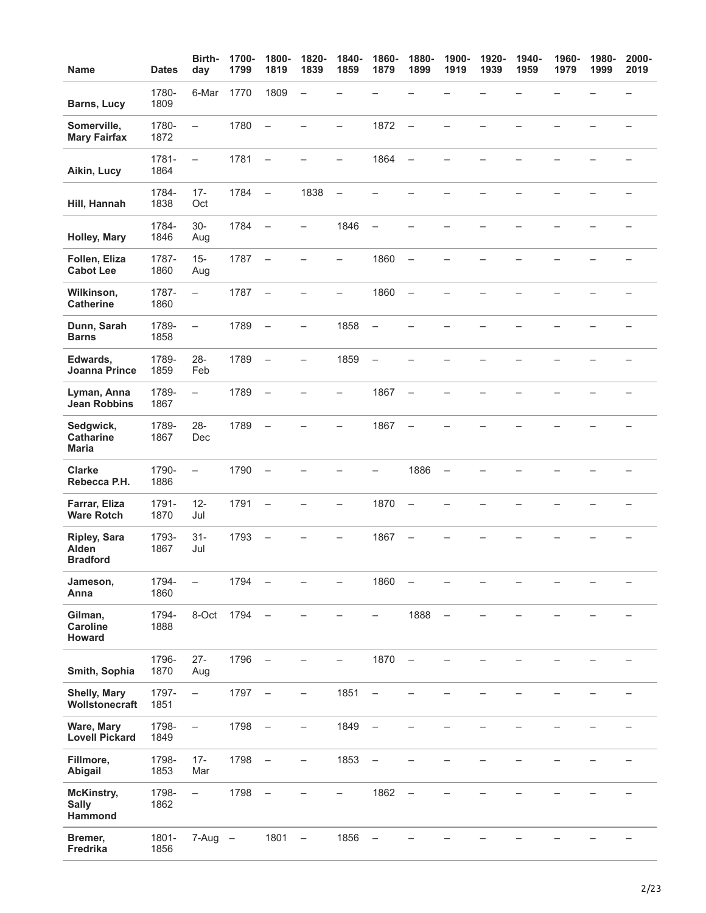| Name | Dates | Birth-day | 1700-1799 | 1800-1819 | 1820-1839 | 1840-1859 | 1860-1879 | 1880-1899 | 1900-1919 | 1920-1939 | 1940-1959 | 1960-1979 | 1980-1999 | 2000-2019 |
|---|---|---|---|---|---|---|---|---|---|---|---|---|---|---|
| **Barns, Lucy** | 1780-1809 | 6-Mar | 1770 | 1809 | – | – | – | – | – | – | – | – | – | – |
| **Somerville, Mary Fairfax** | 1780-1872 | – | 1780 | – | – | – | 1872 | – | – | – | – | – | – | – |
| **Aikin, Lucy** | 1781-1864 | – | 1781 | – | – | – | 1864 | – | – | – | – | – | – | – |
| **Hill, Hannah** | 1784-1838 | 17-Oct | 1784 | – | 1838 | – | – | – | – | – | – | – | – | – |
| **Holley, Mary** | 1784-1846 | 30-Aug | 1784 | – | – | 1846 | – | – | – | – | – | – | – | – |
| **Follen, Eliza Cabot Lee** | 1787-1860 | 15-Aug | 1787 | – | – | – | 1860 | – | – | – | – | – | – | – |
| **Wilkinson, Catherine** | 1787-1860 | – | 1787 | – | – | – | 1860 | – | – | – | – | – | – | – |
| **Dunn, Sarah Barns** | 1789-1858 | – | 1789 | – | – | 1858 | – | – | – | – | – | – | – | – |
| **Edwards, Joanna Prince** | 1789-1859 | 28-Feb | 1789 | – | – | 1859 | – | – | – | – | – | – | – | – |
| **Lyman, Anna Jean Robbins** | 1789-1867 | – | 1789 | – | – | – | 1867 | – | – | – | – | – | – | – |
| **Sedgwick, Catharine Maria** | 1789-1867 | 28-Dec | 1789 | – | – | – | 1867 | – | – | – | – | – | – | – |
| **Clarke Rebecca P.H.** | 1790-1886 | – | 1790 | – | – | – | – | 1886 | – | – | – | – | – | – |
| **Farrar, Eliza Ware Rotch** | 1791-1870 | 12-Jul | 1791 | – | – | – | 1870 | – | – | – | – | – | – | – |
| **Ripley, Sara Alden Bradford** | 1793-1867 | 31-Jul | 1793 | – | – | – | 1867 | – | – | – | – | – | – | – |
| **Jameson, Anna** | 1794-1860 | – | 1794 | – | – | – | 1860 | – | – | – | – | – | – | – |
| **Gilman, Caroline Howard** | 1794-1888 | 8-Oct | 1794 | – | – | – | – | 1888 | – | – | – | – | – | – |
| **Smith, Sophia** | 1796-1870 | 27-Aug | 1796 | – | – | – | 1870 | – | – | – | – | – | – | – |
| **Shelly, Mary Wollstonecraft** | 1797-1851 | – | 1797 | – | – | 1851 | – | – | – | – | – | – | – | – |
| **Ware, Mary Lovell Pickard** | 1798-1849 | – | 1798 | – | – | 1849 | – | – | – | – | – | – | – | – |
| **Fillmore, Abigail** | 1798-1853 | 17-Mar | 1798 | – | – | 1853 | – | – | – | – | – | – | – | – |
| **McKinstry, Sally Hammond** | 1798-1862 | – | 1798 | – | – | – | 1862 | – | – | – | – | – | – | – |
| **Bremer, Fredrika** | 1801-1856 | 7-Aug | – | 1801 | – | 1856 | – | – | – | – | – | – | – | – |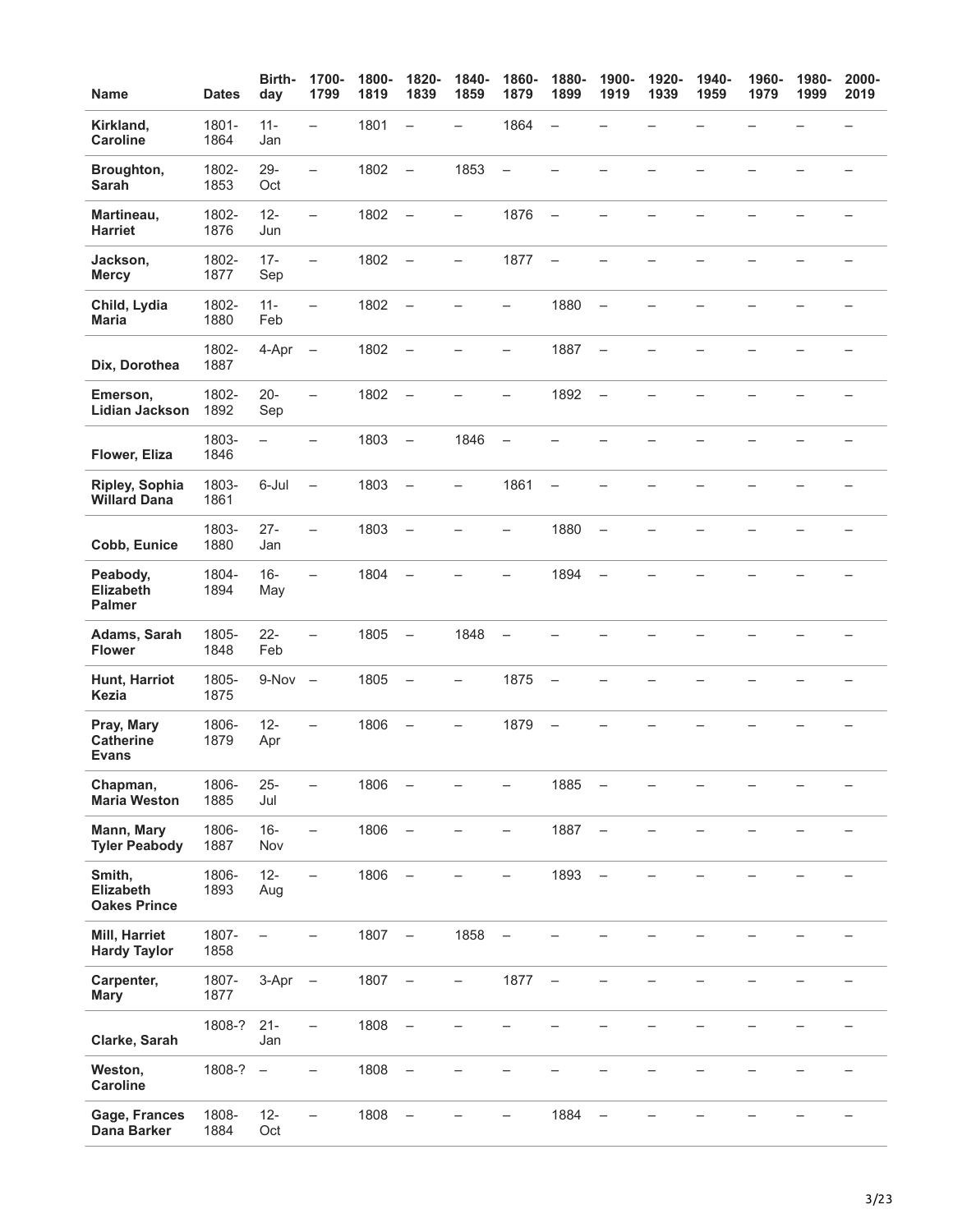| Name | Dates | Birth-day | 1700-1799 | 1800-1819 | 1820-1839 | 1840-1859 | 1860-1879 | 1880-1899 | 1900-1919 | 1920-1939 | 1940-1959 | 1960-1979 | 1980-1999 | 2000-2019 |
|---|---|---|---|---|---|---|---|---|---|---|---|---|---|---|
| **Kirkland, Caroline** | 1801-1864 | 11-Jan | – | 1801 | – | – | 1864 | – | – | – | – | – | – | – |
| **Broughton, Sarah** | 1802-1853 | 29-Oct | – | 1802 | – | 1853 | – | – | – | – | – | – | – | – |
| **Martineau, Harriet** | 1802-1876 | 12-Jun | – | 1802 | – | – | 1876 | – | – | – | – | – | – | – |
| **Jackson, Mercy** | 1802-1877 | 17-Sep | – | 1802 | – | – | 1877 | – | – | – | – | – | – | – |
| **Child, Lydia Maria** | 1802-1880 | 11-Feb | – | 1802 | – | – | – | 1880 | – | – | – | – | – | – |
| **Dix, Dorothea** | 1802-1887 | 4-Apr | – | 1802 | – | – | – | 1887 | – | – | – | – | – | – |
| **Emerson, Lidian Jackson** | 1802-1892 | 20-Sep | – | 1802 | – | – | – | 1892 | – | – | – | – | – | – |
| **Flower, Eliza** | 1803-1846 | – | – | 1803 | – | 1846 | – | – | – | – | – | – | – | – |
| **Ripley, Sophia Willard Dana** | 1803-1861 | 6-Jul | – | 1803 | – | – | 1861 | – | – | – | – | – | – | – |
| **Cobb, Eunice** | 1803-1880 | 27-Jan | – | 1803 | – | – | – | 1880 | – | – | – | – | – | – |
| **Peabody, Elizabeth Palmer** | 1804-1894 | 16-May | – | 1804 | – | – | – | 1894 | – | – | – | – | – | – |
| **Adams, Sarah Flower** | 1805-1848 | 22-Feb | – | 1805 | – | 1848 | – | – | – | – | – | – | – | – |
| **Hunt, Harriot Kezia** | 1805-1875 | 9-Nov | – | 1805 | – | – | 1875 | – | – | – | – | – | – | – |
| **Pray, Mary Catherine Evans** | 1806-1879 | 12-Apr | – | 1806 | – | – | 1879 | – | – | – | – | – | – | – |
| **Chapman, Maria Weston** | 1806-1885 | 25-Jul | – | 1806 | – | – | – | 1885 | – | – | – | – | – | – |
| **Mann, Mary Tyler Peabody** | 1806-1887 | 16-Nov | – | 1806 | – | – | – | 1887 | – | – | – | – | – | – |
| **Smith, Elizabeth Oakes Prince** | 1806-1893 | 12-Aug | – | 1806 | – | – | – | 1893 | – | – | – | – | – | – |
| **Mill, Harriet Hardy Taylor** | 1807-1858 | – | – | 1807 | – | 1858 | – | – | – | – | – | – | – | – |
| **Carpenter, Mary** | 1807-1877 | 3-Apr | – | 1807 | – | – | 1877 | – | – | – | – | – | – | – |
| **Clarke, Sarah** | 1808-? | 21-Jan | – | 1808 | – | – | – | – | – | – | – | – | – | – |
| **Weston, Caroline** | 1808-? | – | – | 1808 | – | – | – | – | – | – | – | – | – | – |
| **Gage, Frances Dana Barker** | 1808-1884 | 12-Oct | – | 1808 | – | – | – | 1884 | – | – | – | – | – | – |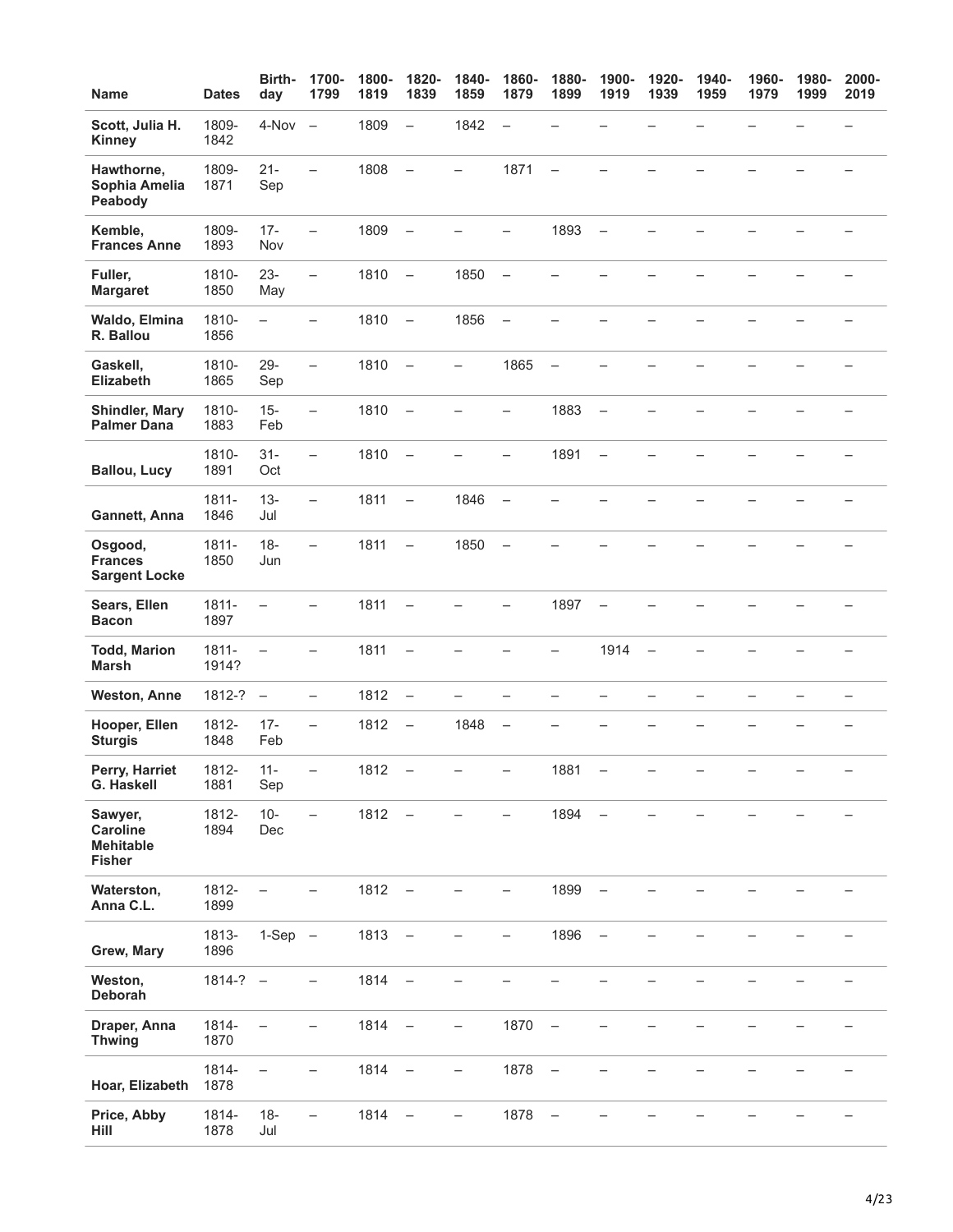| Name | Dates | Birth-day | 1700-1799 | 1800-1819 | 1820-1839 | 1840-1859 | 1860-1879 | 1880-1899 | 1900-1919 | 1920-1939 | 1940-1959 | 1960-1979 | 1980-1999 | 2000-2019 |
|---|---|---|---|---|---|---|---|---|---|---|---|---|---|---|
| **Scott, Julia H. Kinney** | 1809-1842 | 4-Nov | – | 1809 | – | 1842 | – | – | – | – | – | – | – | – |
| **Hawthorne, Sophia Amelia Peabody** | 1809-1871 | 21-Sep | – | 1808 | – | – | 1871 | – | – | – | – | – | – | – |
| **Kemble, Frances Anne** | 1809-1893 | 17-Nov | – | 1809 | – | – | – | 1893 | – | – | – | – | – | – |
| **Fuller, Margaret** | 1810-1850 | 23-May | – | 1810 | – | 1850 | – | – | – | – | – | – | – | – |
| **Waldo, Elmina R. Ballou** | 1810-1856 | – | – | 1810 | – | 1856 | – | – | – | – | – | – | – | – |
| **Gaskell, Elizabeth** | 1810-1865 | 29-Sep | – | 1810 | – | – | 1865 | – | – | – | – | – | – | – |
| **Shindler, Mary Palmer Dana** | 1810-1883 | 15-Feb | – | 1810 | – | – | – | 1883 | – | – | – | – | – | – |
| **Ballou, Lucy** | 1810-1891 | 31-Oct | – | 1810 | – | – | – | 1891 | – | – | – | – | – | – |
| **Gannett, Anna** | 1811-1846 | 13-Jul | – | 1811 | – | 1846 | – | – | – | – | – | – | – | – |
| **Osgood, Frances Sargent Locke** | 1811-1850 | 18-Jun | – | 1811 | – | 1850 | – | – | – | – | – | – | – | – |
| **Sears, Ellen Bacon** | 1811-1897 | – | – | 1811 | – | – | – | 1897 | – | – | – | – | – | – |
| **Todd, Marion Marsh** | 1811-1914? | – | – | 1811 | – | – | – | – | 1914 | – | – | – | – | – |
| **Weston, Anne** | 1812-? | – | – | 1812 | – | – | – | – | – | – | – | – | – | – |
| **Hooper, Ellen Sturgis** | 1812-1848 | 17-Feb | – | 1812 | – | 1848 | – | – | – | – | – | – | – | – |
| **Perry, Harriet G. Haskell** | 1812-1881 | 11-Sep | – | 1812 | – | – | – | 1881 | – | – | – | – | – | – |
| **Sawyer, Caroline Mehitable Fisher** | 1812-1894 | 10-Dec | – | 1812 | – | – | – | 1894 | – | – | – | – | – | – |
| **Waterston, Anna C.L.** | 1812-1899 | – | – | 1812 | – | – | – | 1899 | – | – | – | – | – | – |
| **Grew, Mary** | 1813-1896 | 1-Sep | – | 1813 | – | – | – | 1896 | – | – | – | – | – | – |
| **Weston, Deborah** | 1814-? | – | – | 1814 | – | – | – | – | – | – | – | – | – | – |
| **Draper, Anna Thwing** | 1814-1870 | – | – | 1814 | – | – | 1870 | – | – | – | – | – | – | – |
| **Hoar, Elizabeth** | 1814-1878 | – | – | 1814 | – | – | 1878 | – | – | – | – | – | – | – |
| **Price, Abby Hill** | 1814-1878 | 18-Jul | – | 1814 | – | – | 1878 | – | – | – | – | – | – | – |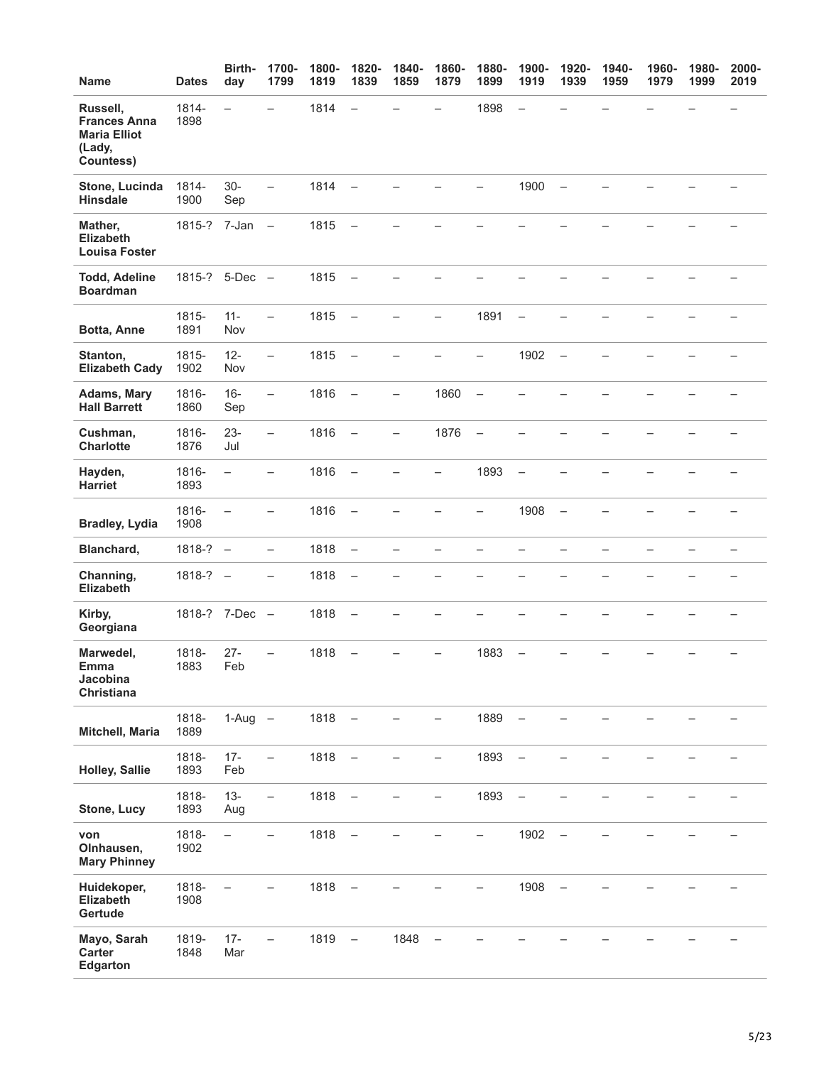| Name | Dates | Birth-day | 1700-1799 | 1800-1819 | 1820-1839 | 1840-1859 | 1860-1879 | 1880-1899 | 1900-1919 | 1920-1939 | 1940-1959 | 1960-1979 | 1980-1999 | 2000-2019 |
|---|---|---|---|---|---|---|---|---|---|---|---|---|---|---|
| **Russell, Frances Anna Maria Elliot (Lady, Countess)** | 1814-1898 | – | – | 1814 | – | – | – | 1898 | – | – | – | – | – | – |
| **Stone, Lucinda Hinsdale** | 1814-1900 | 30-Sep | – | 1814 | – | – | – | – | 1900 | – | – | – | – | – |
| **Mather, Elizabeth Louisa Foster** | 1815-? | 7-Jan | – | 1815 | – | – | – | – | – | – | – | – | – | – |
| **Todd, Adeline Boardman** | 1815-? | 5-Dec | – | 1815 | – | – | – | – | – | – | – | – | – | – |
| **Botta, Anne** | 1815-1891 | 11-Nov | – | 1815 | – | – | – | 1891 | – | – | – | – | – | – |
| **Stanton, Elizabeth Cady** | 1815-1902 | 12-Nov | – | 1815 | – | – | – | – | 1902 | – | – | – | – | – |
| **Adams, Mary Hall Barrett** | 1816-1860 | 16-Sep | – | 1816 | – | – | 1860 | – | – | – | – | – | – | – |
| **Cushman, Charlotte** | 1816-1876 | 23-Jul | – | 1816 | – | – | 1876 | – | – | – | – | – | – | – |
| **Hayden, Harriet** | 1816-1893 | – | – | 1816 | – | – | – | 1893 | – | – | – | – | – | – |
| **Bradley, Lydia** | 1816-1908 | – | – | 1816 | – | – | – | – | 1908 | – | – | – | – | – |
| **Blanchard,** | 1818-? | – | – | 1818 | – | – | – | – | – | – | – | – | – | – |
| **Channing, Elizabeth** | 1818-? | – | – | 1818 | – | – | – | – | – | – | – | – | – | – |
| **Kirby, Georgiana** | 1818-? | 7-Dec | – | 1818 | – | – | – | – | – | – | – | – | – | – |
| **Marwedel, Emma Jacobina Christiana** | 1818-1883 | 27-Feb | – | 1818 | – | – | – | 1883 | – | – | – | – | – | – |
| **Mitchell, Maria** | 1818-1889 | 1-Aug | – | 1818 | – | – | – | 1889 | – | – | – | – | – | – |
| **Holley, Sallie** | 1818-1893 | 17-Feb | – | 1818 | – | – | – | 1893 | – | – | – | – | – | – |
| **Stone, Lucy** | 1818-1893 | 13-Aug | – | 1818 | – | – | – | 1893 | – | – | – | – | – | – |
| **von Olnhausen, Mary Phinney** | 1818-1902 | – | – | 1818 | – | – | – | – | 1902 | – | – | – | – | – |
| **Huidekoper, Elizabeth Gertude** | 1818-1908 | – | – | 1818 | – | – | – | – | 1908 | – | – | – | – | – |
| **Mayo, Sarah Carter Edgarton** | 1819-1848 | 17-Mar | – | 1819 | – | 1848 | – | – | – | – | – | – | – | – |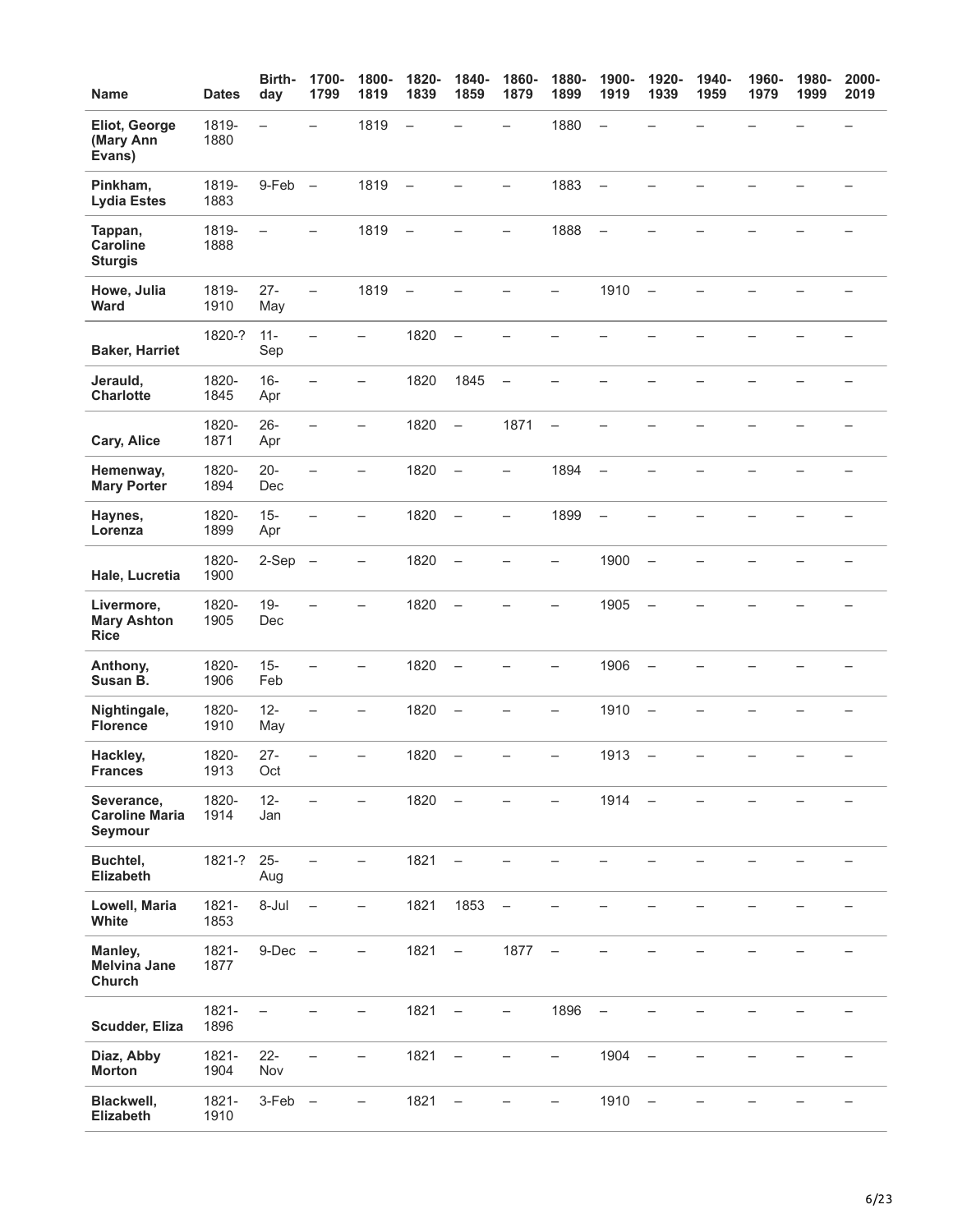| Name | Dates | Birth-day | 1700-1799 | 1800-1819 | 1820-1839 | 1840-1859 | 1860-1879 | 1880-1899 | 1900-1919 | 1920-1939 | 1940-1959 | 1960-1979 | 1980-1999 | 2000-2019 |
|---|---|---|---|---|---|---|---|---|---|---|---|---|---|---|
| **Eliot, George (Mary Ann Evans)** | 1819-1880 | – | – | 1819 | – | – | – | 1880 | – | – | – | – | – | – |
| **Pinkham, Lydia Estes** | 1819-1883 | 9-Feb | – | 1819 | – | – | – | 1883 | – | – | – | – | – | – |
| **Tappan, Caroline Sturgis** | 1819-1888 | – | – | 1819 | – | – | – | 1888 | – | – | – | – | – | – |
| **Howe, Julia Ward** | 1819-1910 | 27-May | – | 1819 | – | – | – | – | 1910 | – | – | – | – | – |
| **Baker, Harriet** | 1820-? | 11-Sep | – | – | 1820 | – | – | – | – | – | – | – | – | – |
| **Jerauld, Charlotte** | 1820-1845 | 16-Apr | – | – | 1820 | 1845 | – | – | – | – | – | – | – | – |
| **Cary, Alice** | 1820-1871 | 26-Apr | – | – | 1820 | – | 1871 | – | – | – | – | – | – | – |
| **Hemenway, Mary Porter** | 1820-1894 | 20-Dec | – | – | 1820 | – | – | 1894 | – | – | – | – | – | – |
| **Haynes, Lorenza** | 1820-1899 | 15-Apr | – | – | 1820 | – | – | 1899 | – | – | – | – | – | – |
| **Hale, Lucretia** | 1820-1900 | 2-Sep | – | – | 1820 | – | – | – | 1900 | – | – | – | – | – |
| **Livermore, Mary Ashton Rice** | 1820-1905 | 19-Dec | – | – | 1820 | – | – | – | 1905 | – | – | – | – | – |
| **Anthony, Susan B.** | 1820-1906 | 15-Feb | – | – | 1820 | – | – | – | 1906 | – | – | – | – | – |
| **Nightingale, Florence** | 1820-1910 | 12-May | – | – | 1820 | – | – | – | 1910 | – | – | – | – | – |
| **Hackley, Frances** | 1820-1913 | 27-Oct | – | – | 1820 | – | – | – | 1913 | – | – | – | – | – |
| **Severance, Caroline Maria Seymour** | 1820-1914 | 12-Jan | – | – | 1820 | – | – | – | 1914 | – | – | – | – | – |
| **Buchtel, Elizabeth** | 1821-? | 25-Aug | – | – | 1821 | – | – | – | – | – | – | – | – | – |
| **Lowell, Maria White** | 1821-1853 | 8-Jul | – | – | 1821 | 1853 | – | – | – | – | – | – | – | – |
| **Manley, Melvina Jane Church** | 1821-1877 | 9-Dec | – | – | 1821 | – | 1877 | – | – | – | – | – | – | – |
| **Scudder, Eliza** | 1821-1896 | – | – | – | 1821 | – | – | 1896 | – | – | – | – | – | – |
| **Diaz, Abby Morton** | 1821-1904 | 22-Nov | – | – | 1821 | – | – | – | 1904 | – | – | – | – | – |
| **Blackwell, Elizabeth** | 1821-1910 | 3-Feb | – | – | 1821 | – | – | – | 1910 | – | – | – | – | – |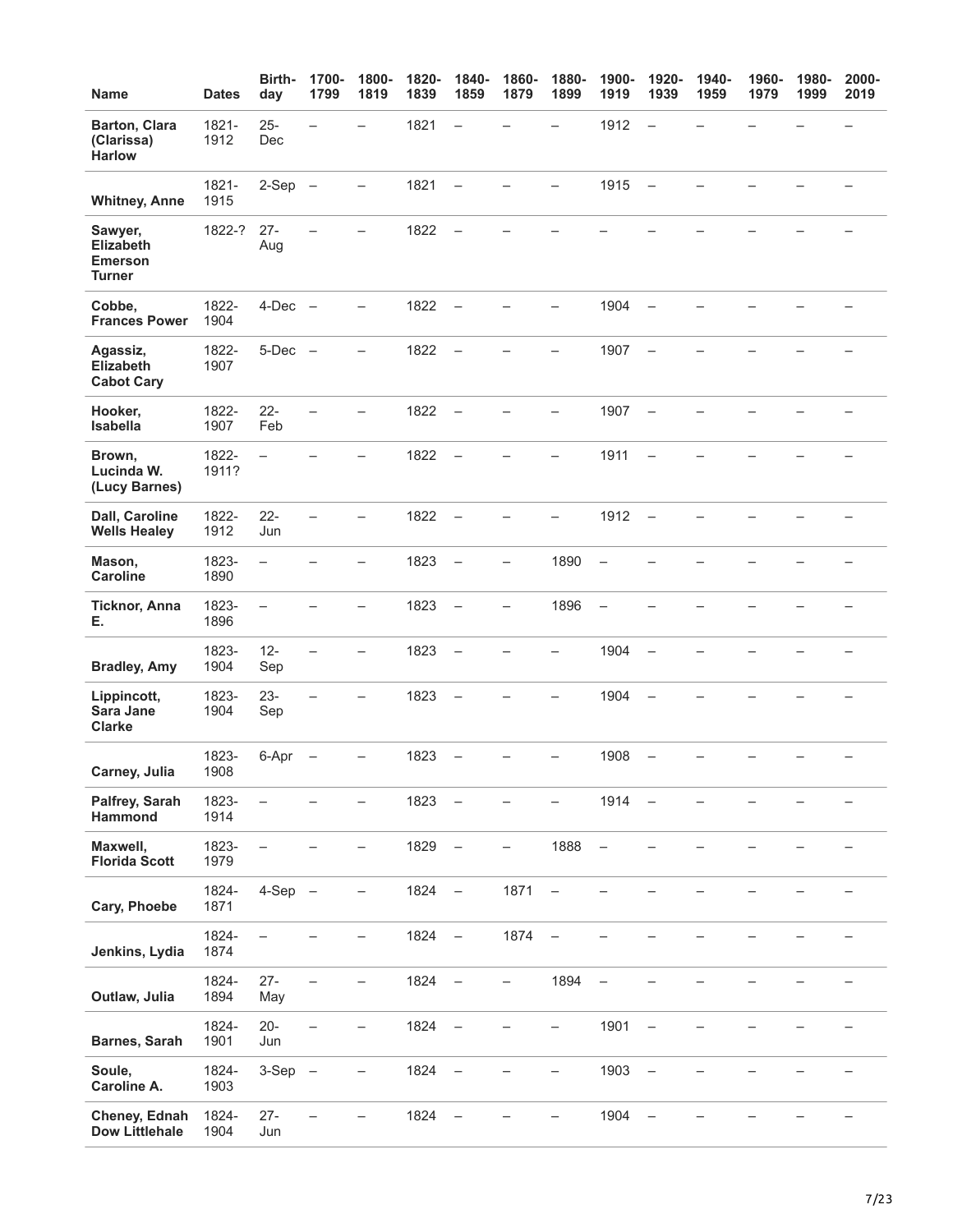| Name | Dates | Birth-day | 1700-1799 | 1800-1819 | 1820-1839 | 1840-1859 | 1860-1879 | 1880-1899 | 1900-1919 | 1920-1939 | 1940-1959 | 1960-1979 | 1980-1999 | 2000-2019 |
|---|---|---|---|---|---|---|---|---|---|---|---|---|---|---|
| **Barton, Clara (Clarissa) Harlow** | 1821-1912 | 25-Dec | – | – | 1821 | – | – | – | 1912 | – | – | – | – | – |
| **Whitney, Anne** | 1821-1915 | 2-Sep | – | – | 1821 | – | – | – | 1915 | – | – | – | – | – |
| **Sawyer, Elizabeth Emerson Turner** | 1822-? | 27-Aug | – | – | 1822 | – | – | – | – | – | – | – | – | – |
| **Cobbe, Frances Power** | 1822-1904 | 4-Dec | – | – | 1822 | – | – | – | 1904 | – | – | – | – | – |
| **Agassiz, Elizabeth Cabot Cary** | 1822-1907 | 5-Dec | – | – | 1822 | – | – | – | 1907 | – | – | – | – | – |
| **Hooker, Isabella** | 1822-1907 | 22-Feb | – | – | 1822 | – | – | – | 1907 | – | – | – | – | – |
| **Brown, Lucinda W. (Lucy Barnes)** | 1822-1911? | – | – | – | 1822 | – | – | – | 1911 | – | – | – | – | – |
| **Dall, Caroline Wells Healey** | 1822-1912 | 22-Jun | – | – | 1822 | – | – | – | 1912 | – | – | – | – | – |
| **Mason, Caroline** | 1823-1890 | – | – | – | 1823 | – | – | 1890 | – | – | – | – | – | – |
| **Ticknor, Anna E.** | 1823-1896 | – | – | – | 1823 | – | – | 1896 | – | – | – | – | – | – |
| **Bradley, Amy** | 1823-1904 | 12-Sep | – | – | 1823 | – | – | – | 1904 | – | – | – | – | – |
| **Lippincott, Sara Jane Clarke** | 1823-1904 | 23-Sep | – | – | 1823 | – | – | – | 1904 | – | – | – | – | – |
| **Carney, Julia** | 1823-1908 | 6-Apr | – | – | 1823 | – | – | – | 1908 | – | – | – | – | – |
| **Palfrey, Sarah Hammond** | 1823-1914 | – | – | – | 1823 | – | – | – | 1914 | – | – | – | – | – |
| **Maxwell, Florida Scott** | 1823-1979 | – | – | – | 1829 | – | – | 1888 | – | – | – | – | – | – |
| **Cary, Phoebe** | 1824-1871 | 4-Sep | – | – | 1824 | – | 1871 | – | – | – | – | – | – | – |
| **Jenkins, Lydia** | 1824-1874 | – | – | – | 1824 | – | 1874 | – | – | – | – | – | – | – |
| **Outlaw, Julia** | 1824-1894 | 27-May | – | – | 1824 | – | – | 1894 | – | – | – | – | – | – |
| **Barnes, Sarah** | 1824-1901 | 20-Jun | – | – | 1824 | – | – | – | 1901 | – | – | – | – | – |
| **Soule, Caroline A.** | 1824-1903 | 3-Sep | – | – | 1824 | – | – | – | 1903 | – | – | – | – | – |
| **Cheney, Ednah Dow Littlehale** | 1824-1904 | 27-Jun | – | – | 1824 | – | – | – | 1904 | – | – | – | – | – |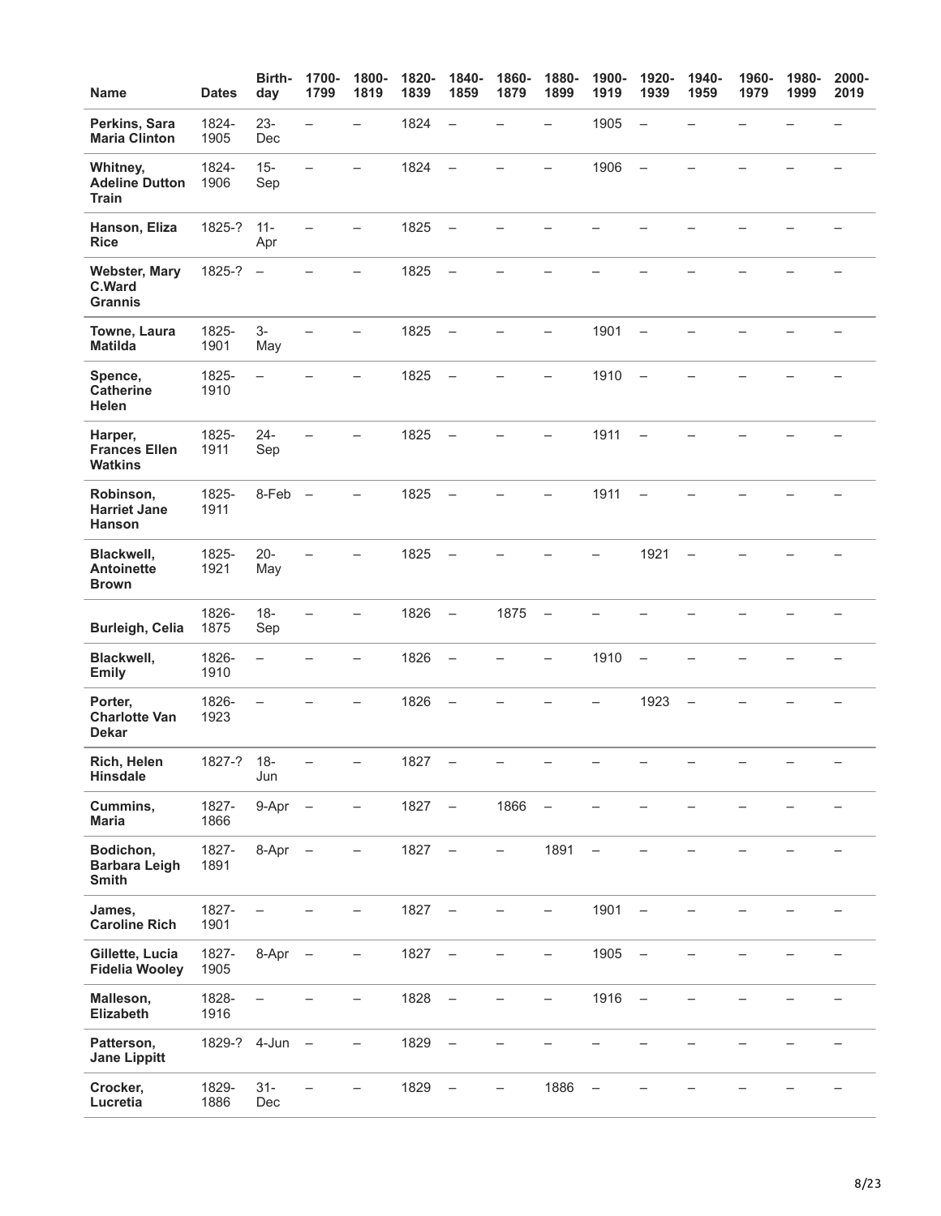| Name | Dates | Birth-day | 1700-1799 | 1800-1819 | 1820-1839 | 1840-1859 | 1860-1879 | 1880-1899 | 1900-1919 | 1920-1939 | 1940-1959 | 1960-1979 | 1980-1999 | 2000-2019 |
|---|---|---|---|---|---|---|---|---|---|---|---|---|---|---|
| **Perkins, Sara Maria Clinton** | 1824-1905 | 23-Dec | – | – | 1824 | – | – | – | 1905 | – | – | – | – | – |
| **Whitney, Adeline Dutton Train** | 1824-1906 | 15-Sep | – | – | 1824 | – | – | – | 1906 | – | – | – | – | – |
| **Hanson, Eliza Rice** | 1825-? | 11-Apr | – | – | 1825 | – | – | – | – | – | – | – | – | – |
| **Webster, Mary C.Ward Grannis** | 1825-? | – | – | – | 1825 | – | – | – | – | – | – | – | – | – |
| **Towne, Laura Matilda** | 1825-1901 | 3-May | – | – | 1825 | – | – | – | 1901 | – | – | – | – | – |
| **Spence, Catherine Helen** | 1825-1910 | – | – | – | 1825 | – | – | – | 1910 | – | – | – | – | – |
| **Harper, Frances Ellen Watkins** | 1825-1911 | 24-Sep | – | – | 1825 | – | – | – | 1911 | – | – | – | – | – |
| **Robinson, Harriet Jane Hanson** | 1825-1911 | 8-Feb | – | – | 1825 | – | – | – | 1911 | – | – | – | – | – |
| **Blackwell, Antoinette Brown** | 1825-1921 | 20-May | – | – | 1825 | – | – | – | – | 1921 | – | – | – | – |
| **Burleigh, Celia** | 1826-1875 | 18-Sep | – | – | 1826 | – | 1875 | – | – | – | – | – | – | – |
| **Blackwell, Emily** | 1826-1910 | – | – | – | 1826 | – | – | – | 1910 | – | – | – | – | – |
| **Porter, Charlotte Van Dekar** | 1826-1923 | – | – | – | 1826 | – | – | – | – | 1923 | – | – | – | – |
| **Rich, Helen Hinsdale** | 1827-? | 18-Jun | – | – | 1827 | – | – | – | – | – | – | – | – | – |
| **Cummins, Maria** | 1827-1866 | 9-Apr | – | – | 1827 | – | 1866 | – | – | – | – | – | – | – |
| **Bodichon, Barbara Leigh Smith** | 1827-1891 | 8-Apr | – | – | 1827 | – | – | 1891 | – | – | – | – | – | – |
| **James, Caroline Rich** | 1827-1901 | – | – | – | 1827 | – | – | – | 1901 | – | – | – | – | – |
| **Gillette, Lucia Fidelia Wooley** | 1827-1905 | 8-Apr | – | – | 1827 | – | – | – | 1905 | – | – | – | – | – |
| **Malleson, Elizabeth** | 1828-1916 | – | – | – | 1828 | – | – | – | 1916 | – | – | – | – | – |
| **Patterson, Jane Lippitt** | 1829-? | 4-Jun | – | – | 1829 | – | – | – | – | – | – | – | – | – |
| **Crocker, Lucretia** | 1829-1886 | 31-Dec | – | – | 1829 | – | – | 1886 | – | – | – | – | – | – |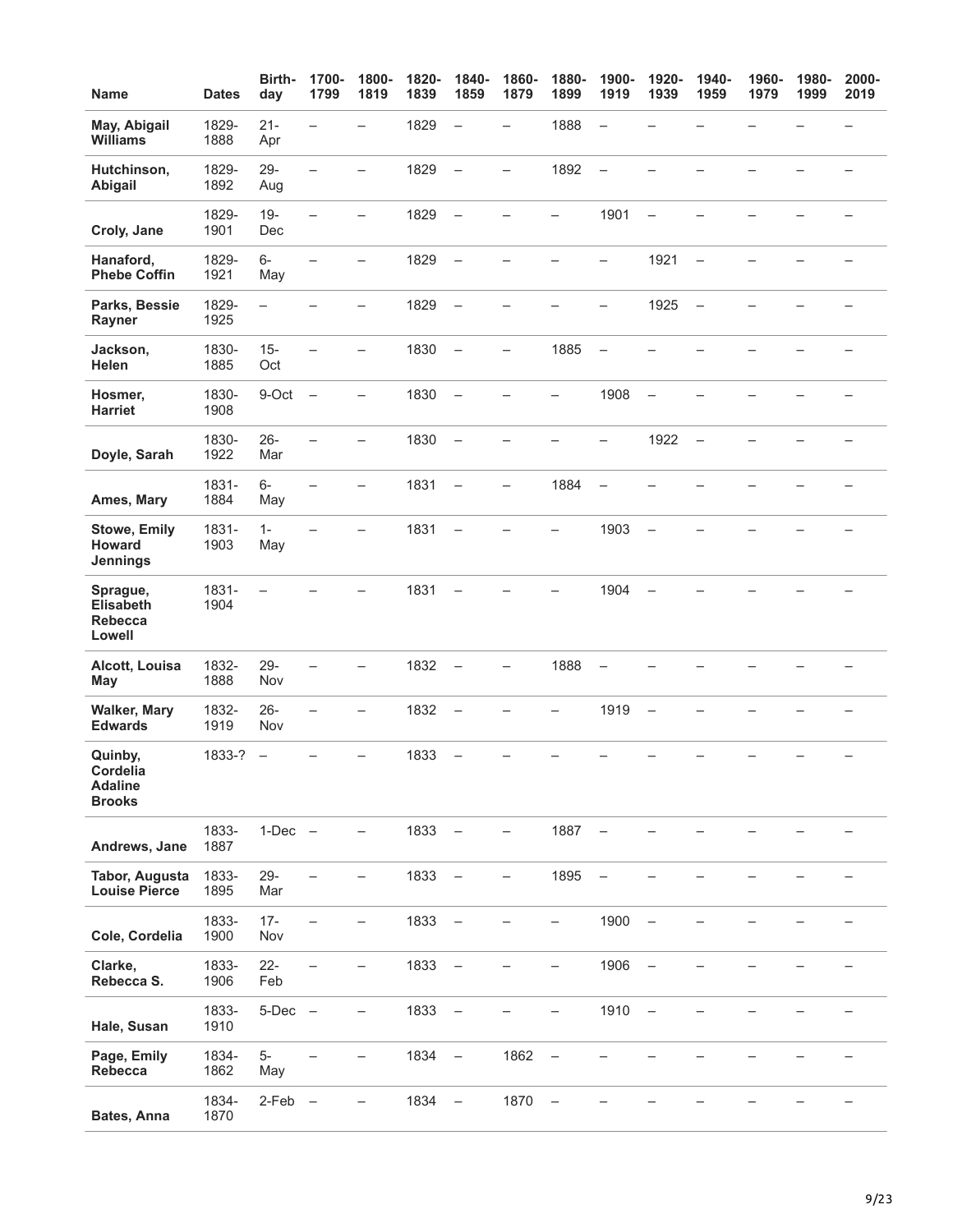| Name | Dates | Birth-day | 1700-1799 | 1800-1819 | 1820-1839 | 1840-1859 | 1860-1879 | 1880-1899 | 1900-1919 | 1920-1939 | 1940-1959 | 1960-1979 | 1980-1999 | 2000-2019 |
|---|---|---|---|---|---|---|---|---|---|---|---|---|---|---|
| **May, Abigail Williams** | 1829-1888 | 21-Apr | – | – | 1829 | – | – | 1888 | – | – | – | – | – | – |
| **Hutchinson, Abigail** | 1829-1892 | 29-Aug | – | – | 1829 | – | – | 1892 | – | – | – | – | – | – |
| **Croly, Jane** | 1829-1901 | 19-Dec | – | – | 1829 | – | – | – | 1901 | – | – | – | – | – |
| **Hanaford, Phebe Coffin** | 1829-1921 | 6-May | – | – | 1829 | – | – | – | – | 1921 | – | – | – | – |
| **Parks, Bessie Rayner** | 1829-1925 | – | – | – | 1829 | – | – | – | – | 1925 | – | – | – | – |
| **Jackson, Helen** | 1830-1885 | 15-Oct | – | – | 1830 | – | – | 1885 | – | – | – | – | – | – |
| **Hosmer, Harriet** | 1830-1908 | 9-Oct | – | – | 1830 | – | – | – | 1908 | – | – | – | – | – |
| **Doyle, Sarah** | 1830-1922 | 26-Mar | – | – | 1830 | – | – | – | – | 1922 | – | – | – | – |
| **Ames, Mary** | 1831-1884 | 6-May | – | – | 1831 | – | – | 1884 | – | – | – | – | – | – |
| **Stowe, Emily Howard Jennings** | 1831-1903 | 1-May | – | – | 1831 | – | – | – | 1903 | – | – | – | – | – |
| **Sprague, Elisabeth Rebecca Lowell** | 1831-1904 | – | – | – | 1831 | – | – | – | 1904 | – | – | – | – | – |
| **Alcott, Louisa May** | 1832-1888 | 29-Nov | – | – | 1832 | – | – | 1888 | – | – | – | – | – | – |
| **Walker, Mary Edwards** | 1832-1919 | 26-Nov | – | – | 1832 | – | – | – | 1919 | – | – | – | – | – |
| **Quinby, Cordelia Adaline Brooks** | 1833-? | – | – | – | 1833 | – | – | – | – | – | – | – | – | – |
| **Andrews, Jane** | 1833-1887 | 1-Dec | – | – | 1833 | – | – | 1887 | – | – | – | – | – | – |
| **Tabor, Augusta Louise Pierce** | 1833-1895 | 29-Mar | – | – | 1833 | – | – | 1895 | – | – | – | – | – | – |
| **Cole, Cordelia** | 1833-1900 | 17-Nov | – | – | 1833 | – | – | – | 1900 | – | – | – | – | – |
| **Clarke, Rebecca S.** | 1833-1906 | 22-Feb | – | – | 1833 | – | – | – | 1906 | – | – | – | – | – |
| **Hale, Susan** | 1833-1910 | 5-Dec | – | – | 1833 | – | – | – | 1910 | – | – | – | – | – |
| **Page, Emily Rebecca** | 1834-1862 | 5-May | – | – | 1834 | – | 1862 | – | – | – | – | – | – | – |
| **Bates, Anna** | 1834-1870 | 2-Feb | – | – | 1834 | – | 1870 | – | – | – | – | – | – | – |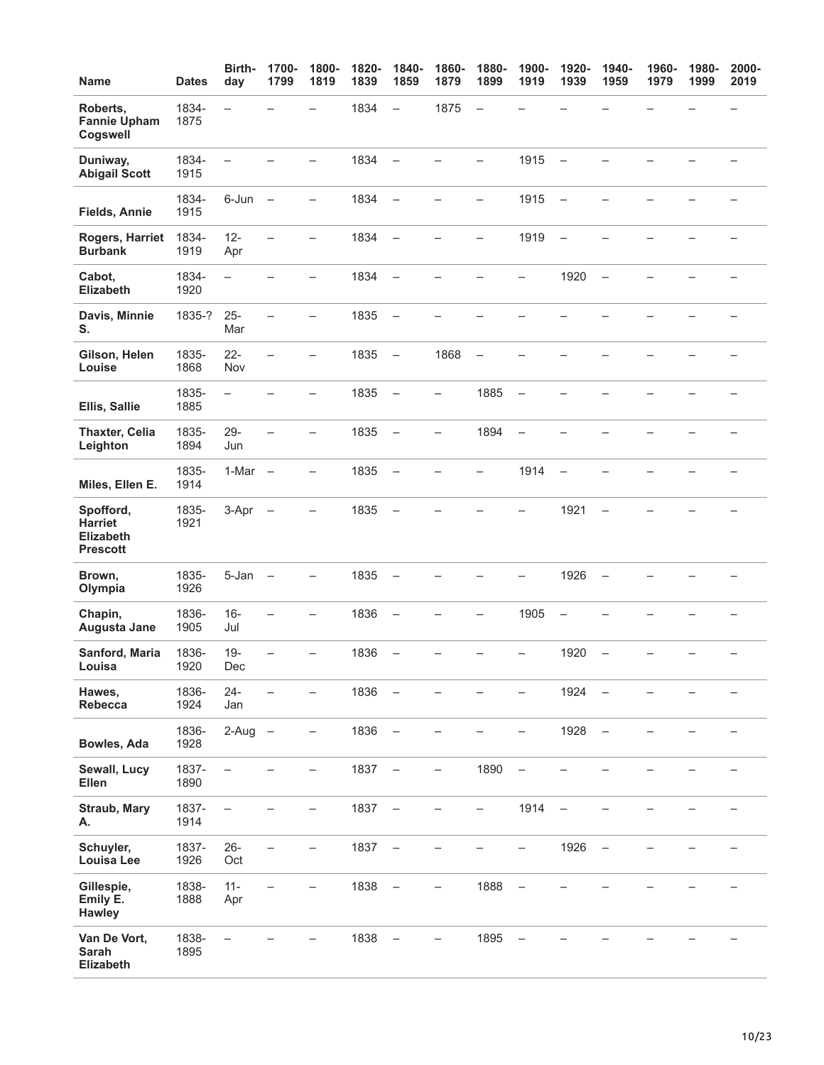| Name | Dates | Birth-day | 1700-1799 | 1800-1819 | 1820-1839 | 1840-1859 | 1860-1879 | 1880-1899 | 1900-1919 | 1920-1939 | 1940-1959 | 1960-1979 | 1980-1999 | 2000-2019 |
|---|---|---|---|---|---|---|---|---|---|---|---|---|---|---|
| **Roberts, Fannie Upham Cogswell** | 1834-1875 | – | – | – | 1834 | – | 1875 | – | – | – | – | – | – | – |
| **Duniway, Abigail Scott** | 1834-1915 | – | – | – | 1834 | – | – | – | 1915 | – | – | – | – | – |
| **Fields, Annie** | 1834-1915 | 6-Jun | – | – | 1834 | – | – | – | 1915 | – | – | – | – | – |
| **Rogers, Harriet Burbank** | 1834-1919 | 12-Apr | – | – | 1834 | – | – | – | 1919 | – | – | – | – | – |
| **Cabot, Elizabeth** | 1834-1920 | – | – | – | 1834 | – | – | – | – | 1920 | – | – | – | – |
| **Davis, Minnie S.** | 1835-? | 25-Mar | – | – | 1835 | – | – | – | – | – | – | – | – | – |
| **Gilson, Helen Louise** | 1835-1868 | 22-Nov | – | – | 1835 | – | 1868 | – | – | – | – | – | – | – |
| **Ellis, Sallie** | 1835-1885 | – | – | – | 1835 | – | – | 1885 | – | – | – | – | – | – |
| **Thaxter, Celia Leighton** | 1835-1894 | 29-Jun | – | – | 1835 | – | – | 1894 | – | – | – | – | – | – |
| **Miles, Ellen E.** | 1835-1914 | 1-Mar | – | – | 1835 | – | – | – | 1914 | – | – | – | – | – |
| **Spofford, Harriet Elizabeth Prescott** | 1835-1921 | 3-Apr | – | – | 1835 | – | – | – | – | 1921 | – | – | – | – |
| **Brown, Olympia** | 1835-1926 | 5-Jan | – | – | 1835 | – | – | – | – | 1926 | – | – | – | – |
| **Chapin, Augusta Jane** | 1836-1905 | 16-Jul | – | – | 1836 | – | – | – | 1905 | – | – | – | – | – |
| **Sanford, Maria Louisa** | 1836-1920 | 19-Dec | – | – | 1836 | – | – | – | – | 1920 | – | – | – | – |
| **Hawes, Rebecca** | 1836-1924 | 24-Jan | – | – | 1836 | – | – | – | – | 1924 | – | – | – | – |
| **Bowles, Ada** | 1836-1928 | 2-Aug | – | – | 1836 | – | – | – | – | 1928 | – | – | – | – |
| **Sewall, Lucy Ellen** | 1837-1890 | – | – | – | 1837 | – | – | 1890 | – | – | – | – | – | – |
| **Straub, Mary A.** | 1837-1914 | – | – | – | 1837 | – | – | – | 1914 | – | – | – | – | – |
| **Schuyler, Louisa Lee** | 1837-1926 | 26-Oct | – | – | 1837 | – | – | – | – | 1926 | – | – | – | – |
| **Gillespie, Emily E. Hawley** | 1838-1888 | 11-Apr | – | – | 1838 | – | – | 1888 | – | – | – | – | – | – |
| **Van De Vort, Sarah Elizabeth** | 1838-1895 | – | – | – | 1838 | – | – | 1895 | – | – | – | – | – | – |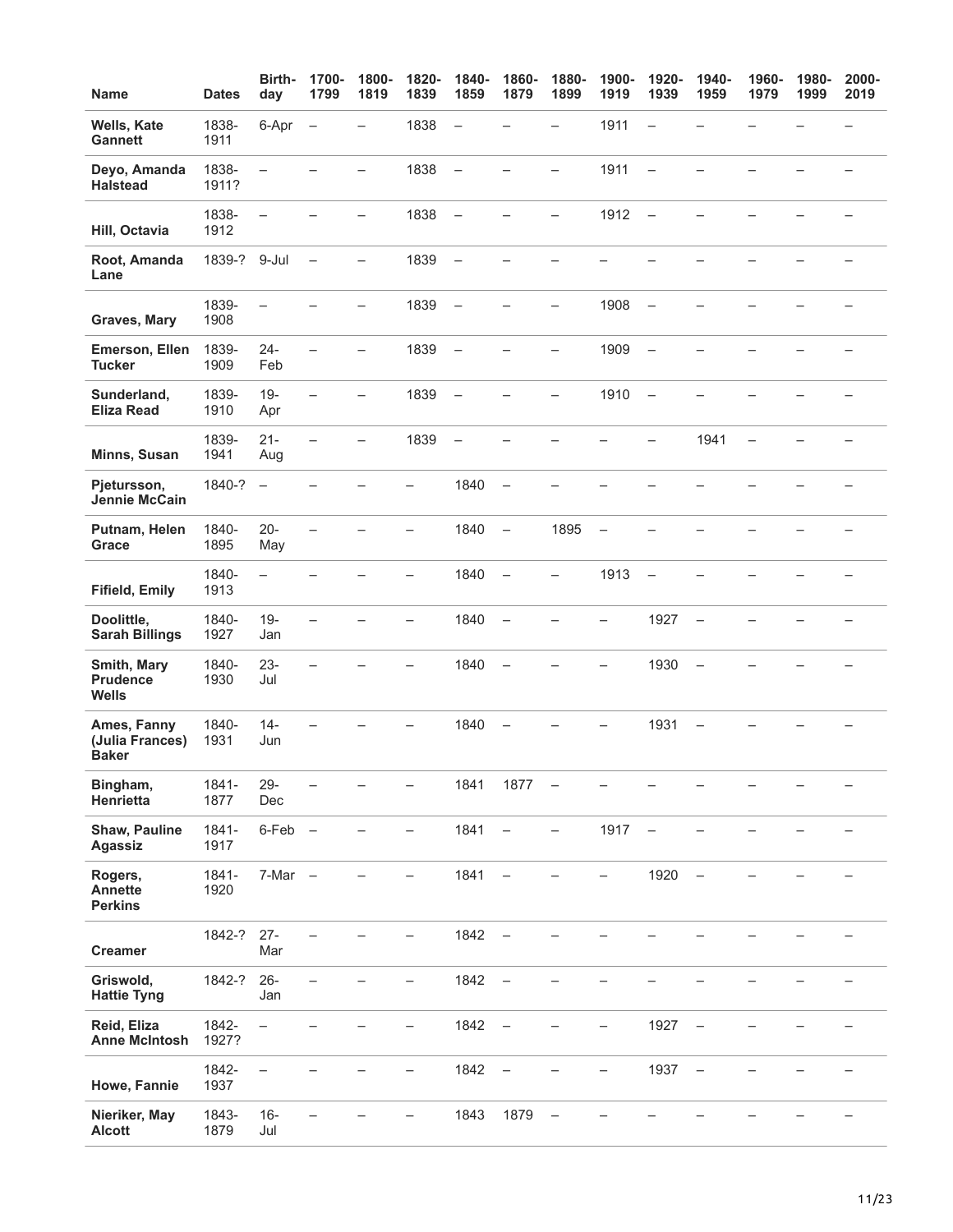| Name | Dates | Birth-day | 1700-1799 | 1800-1819 | 1820-1839 | 1840-1859 | 1860-1879 | 1880-1899 | 1900-1919 | 1920-1939 | 1940-1959 | 1960-1979 | 1980-1999 | 2000-2019 |
|---|---|---|---|---|---|---|---|---|---|---|---|---|---|---|
| **Wells, Kate Gannett** | 1838-1911 | 6-Apr | – | – | 1838 | – | – | – | 1911 | – | – | – | – | – |
| **Deyo, Amanda Halstead** | 1838-1911? | – | – | – | 1838 | – | – | – | 1911 | – | – | – | – | – |
| **Hill, Octavia** | 1838-1912 | – | – | – | 1838 | – | – | – | 1912 | – | – | – | – | – |
| **Root, Amanda Lane** | 1839-? | 9-Jul | – | – | 1839 | – | – | – | – | – | – | – | – | – |
| **Graves, Mary** | 1839-1908 | – | – | – | 1839 | – | – | – | 1908 | – | – | – | – | – |
| **Emerson, Ellen Tucker** | 1839-1909 | 24-Feb | – | – | 1839 | – | – | – | 1909 | – | – | – | – | – |
| **Sunderland, Eliza Read** | 1839-1910 | 19-Apr | – | – | 1839 | – | – | – | 1910 | – | – | – | – | – |
| **Minns, Susan** | 1839-1941 | 21-Aug | – | – | 1839 | – | – | – | – | – | 1941 | – | – | – |
| **Pjetursson, Jennie McCain** | 1840-? | – | – | – | – | 1840 | – | – | – | – | – | – | – | – |
| **Putnam, Helen Grace** | 1840-1895 | 20-May | – | – | – | 1840 | – | 1895 | – | – | – | – | – | – |
| **Fifield, Emily** | 1840-1913 | – | – | – | – | 1840 | – | – | 1913 | – | – | – | – | – |
| **Doolittle, Sarah Billings** | 1840-1927 | 19-Jan | – | – | – | 1840 | – | – | – | 1927 | – | – | – | – |
| **Smith, Mary Prudence Wells** | 1840-1930 | 23-Jul | – | – | – | 1840 | – | – | – | 1930 | – | – | – | – |
| **Ames, Fanny (Julia Frances) Baker** | 1840-1931 | 14-Jun | – | – | – | 1840 | – | – | – | 1931 | – | – | – | – |
| **Bingham, Henrietta** | 1841-1877 | 29-Dec | – | – | – | 1841 | 1877 | – | – | – | – | – | – | – |
| **Shaw, Pauline Agassiz** | 1841-1917 | 6-Feb | – | – | – | 1841 | – | – | 1917 | – | – | – | – | – |
| **Rogers, Annette Perkins** | 1841-1920 | 7-Mar | – | – | – | 1841 | – | – | – | 1920 | – | – | – | – |
| **Creamer** | 1842-? | 27-Mar | – | – | – | 1842 | – | – | – | – | – | – | – | – |
| **Griswold, Hattie Tyng** | 1842-? | 26-Jan | – | – | – | 1842 | – | – | – | – | – | – | – | – |
| **Reid, Eliza Anne McIntosh** | 1842-1927? | – | – | – | – | 1842 | – | – | – | 1927 | – | – | – | – |
| **Howe, Fannie** | 1842-1937 | – | – | – | – | 1842 | – | – | – | 1937 | – | – | – | – |
| **Nieriker, May Alcott** | 1843-1879 | 16-Jul | – | – | – | 1843 | 1879 | – | – | – | – | – | – | – |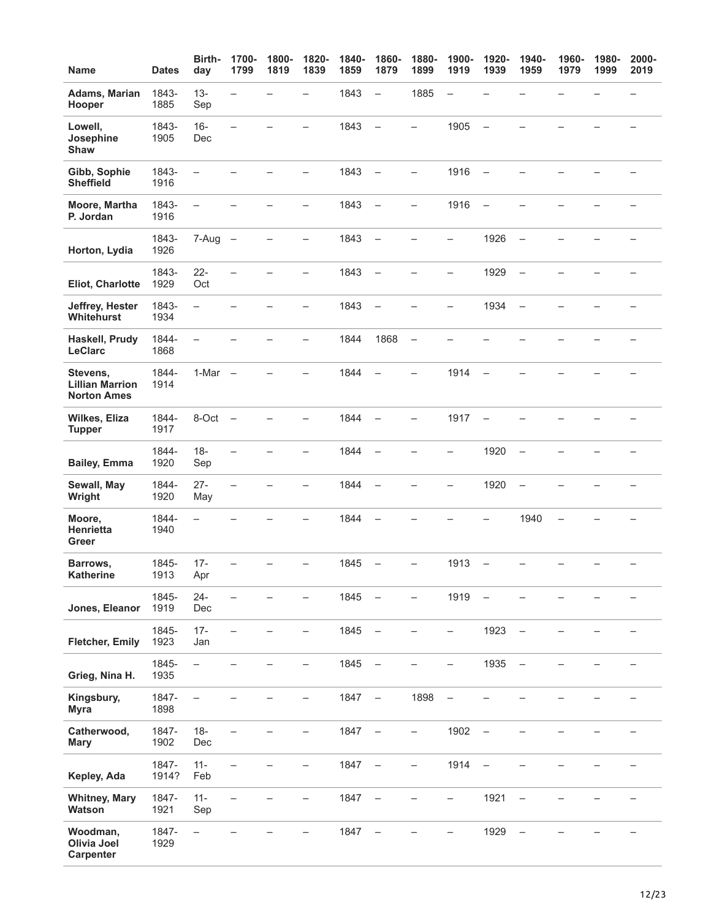| Name | Dates | Birth-day | 1700-1799 | 1800-1819 | 1820-1839 | 1840-1859 | 1860-1879 | 1880-1899 | 1900-1919 | 1920-1939 | 1940-1959 | 1960-1979 | 1980-1999 | 2000-2019 |
|---|---|---|---|---|---|---|---|---|---|---|---|---|---|---|
| **Adams, Marian Hooper** | 1843-1885 | 13-Sep | – | – | – | 1843 | – | 1885 | – | – | – | – | – | – |
| **Lowell, Josephine Shaw** | 1843-1905 | 16-Dec | – | – | – | 1843 | – | – | 1905 | – | – | – | – | – |
| **Gibb, Sophie Sheffield** | 1843-1916 | – | – | – | – | 1843 | – | – | 1916 | – | – | – | – | – |
| **Moore, Martha P. Jordan** | 1843-1916 | – | – | – | – | 1843 | – | – | 1916 | – | – | – | – | – |
| **Horton, Lydia** | 1843-1926 | 7-Aug | – | – | – | 1843 | – | – | – | 1926 | – | – | – | – |
| **Eliot, Charlotte** | 1843-1929 | 22-Oct | – | – | – | 1843 | – | – | – | 1929 | – | – | – | – |
| **Jeffrey, Hester Whitehurst** | 1843-1934 | – | – | – | – | 1843 | – | – | – | 1934 | – | – | – | – |
| **Haskell, Prudy LeClarc** | 1844-1868 | – | – | – | – | 1844 | 1868 | – | – | – | – | – | – | – |
| **Stevens, Lillian Marrion Norton Ames** | 1844-1914 | 1-Mar | – | – | – | 1844 | – | – | 1914 | – | – | – | – | – |
| **Wilkes, Eliza Tupper** | 1844-1917 | 8-Oct | – | – | – | 1844 | – | – | 1917 | – | – | – | – | – |
| **Bailey, Emma** | 1844-1920 | 18-Sep | – | – | – | 1844 | – | – | – | 1920 | – | – | – | – |
| **Sewall, May Wright** | 1844-1920 | 27-May | – | – | – | 1844 | – | – | – | 1920 | – | – | – | – |
| **Moore, Henrietta Greer** | 1844-1940 | – | – | – | – | 1844 | – | – | – | – | 1940 | – | – | – |
| **Barrows, Katherine** | 1845-1913 | 17-Apr | – | – | – | 1845 | – | – | 1913 | – | – | – | – | – |
| **Jones, Eleanor** | 1845-1919 | 24-Dec | – | – | – | 1845 | – | – | 1919 | – | – | – | – | – |
| **Fletcher, Emily** | 1845-1923 | 17-Jan | – | – | – | 1845 | – | – | – | 1923 | – | – | – | – |
| **Grieg, Nina H.** | 1845-1935 | – | – | – | – | 1845 | – | – | – | 1935 | – | – | – | – |
| **Kingsbury, Myra** | 1847-1898 | – | – | – | – | 1847 | – | 1898 | – | – | – | – | – | – |
| **Catherwood, Mary** | 1847-1902 | 18-Dec | – | – | – | 1847 | – | – | 1902 | – | – | – | – | – |
| **Kepley, Ada** | 1847-1914? | 11-Feb | – | – | – | 1847 | – | – | 1914 | – | – | – | – | – |
| **Whitney, Mary Watson** | 1847-1921 | 11-Sep | – | – | – | 1847 | – | – | – | 1921 | – | – | – | – |
| **Woodman, Olivia Joel Carpenter** | 1847-1929 | – | – | – | – | 1847 | – | – | – | 1929 | – | – | – | – |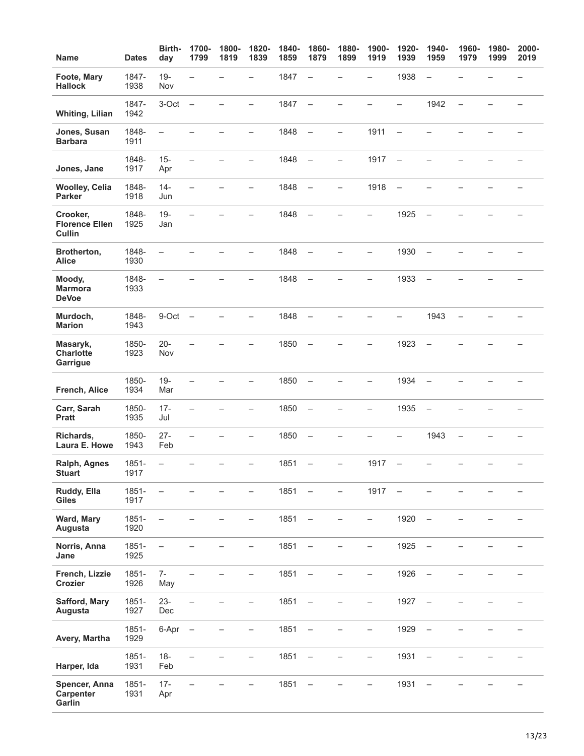| Name | Dates | Birth-day | 1700-1799 | 1800-1819 | 1820-1839 | 1840-1859 | 1860-1879 | 1880-1899 | 1900-1919 | 1920-1939 | 1940-1959 | 1960-1979 | 1980-1999 | 2000-2019 |
|---|---|---|---|---|---|---|---|---|---|---|---|---|---|---|
| **Foote, Mary Hallock** | 1847-1938 | 19-Nov | – | – | – | 1847 | – | – | – | 1938 | – | – | – | – |
| **Whiting, Lilian** | 1847-1942 | 3-Oct | – | – | – | 1847 | – | – | – | – | 1942 | – | – | – |
| **Jones, Susan Barbara** | 1848-1911 | – | – | – | – | 1848 | – | – | 1911 | – | – | – | – | – |
| **Jones, Jane** | 1848-1917 | 15-Apr | – | – | – | 1848 | – | – | 1917 | – | – | – | – | – |
| **Woolley, Celia Parker** | 1848-1918 | 14-Jun | – | – | – | 1848 | – | – | 1918 | – | – | – | – | – |
| **Crooker, Florence Ellen Cullin** | 1848-1925 | 19-Jan | – | – | – | 1848 | – | – | – | 1925 | – | – | – | – |
| **Brotherton, Alice** | 1848-1930 | – | – | – | – | 1848 | – | – | – | 1930 | – | – | – | – |
| **Moody, Marmora DeVoe** | 1848-1933 | – | – | – | – | 1848 | – | – | – | 1933 | – | – | – | – |
| **Murdoch, Marion** | 1848-1943 | 9-Oct | – | – | – | 1848 | – | – | – | – | 1943 | – | – | – |
| **Masaryk, Charlotte Garrigue** | 1850-1923 | 20-Nov | – | – | – | 1850 | – | – | – | 1923 | – | – | – | – |
| **French, Alice** | 1850-1934 | 19-Mar | – | – | – | 1850 | – | – | – | 1934 | – | – | – | – |
| **Carr, Sarah Pratt** | 1850-1935 | 17-Jul | – | – | – | 1850 | – | – | – | 1935 | – | – | – | – |
| **Richards, Laura E. Howe** | 1850-1943 | 27-Feb | – | – | – | 1850 | – | – | – | – | 1943 | – | – | – |
| **Ralph, Agnes Stuart** | 1851-1917 | – | – | – | – | 1851 | – | – | 1917 | – | – | – | – | – |
| **Ruddy, Ella Giles** | 1851-1917 | – | – | – | – | 1851 | – | – | 1917 | – | – | – | – | – |
| **Ward, Mary Augusta** | 1851-1920 | – | – | – | – | 1851 | – | – | – | 1920 | – | – | – | – |
| **Norris, Anna Jane** | 1851-1925 | – | – | – | – | 1851 | – | – | – | 1925 | – | – | – | – |
| **French, Lizzie Crozier** | 1851-1926 | 7-May | – | – | – | 1851 | – | – | – | 1926 | – | – | – | – |
| **Safford, Mary Augusta** | 1851-1927 | 23-Dec | – | – | – | 1851 | – | – | – | 1927 | – | – | – | – |
| **Avery, Martha** | 1851-1929 | 6-Apr | – | – | – | 1851 | – | – | – | 1929 | – | – | – | – |
| **Harper, Ida** | 1851-1931 | 18-Feb | – | – | – | 1851 | – | – | – | 1931 | – | – | – | – |
| **Spencer, Anna Carpenter Garlin** | 1851-1931 | 17-Apr | – | – | – | 1851 | – | – | – | 1931 | – | – | – | – |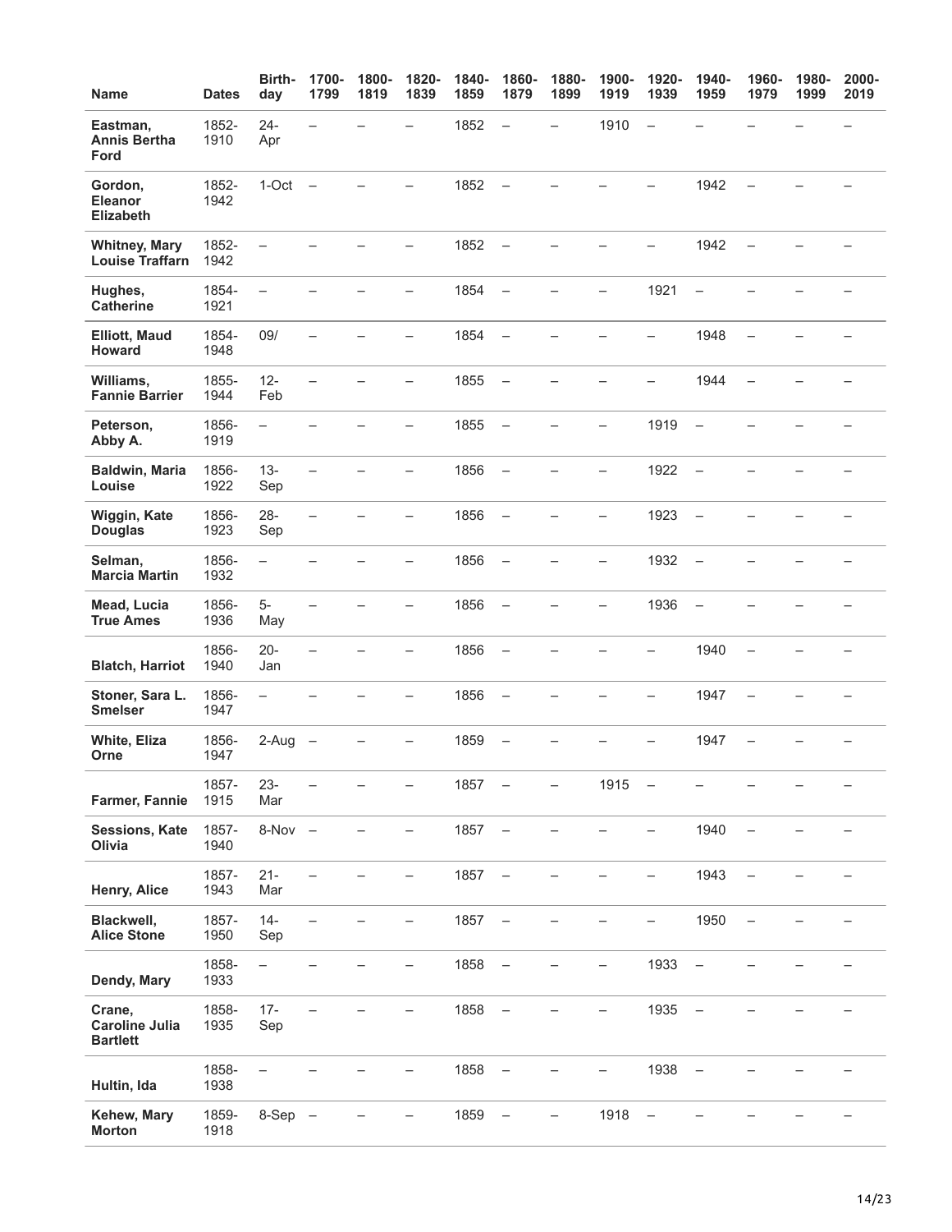| Name | Dates | Birth-day | 1700-1799 | 1800-1819 | 1820-1839 | 1840-1859 | 1860-1879 | 1880-1899 | 1900-1919 | 1920-1939 | 1940-1959 | 1960-1979 | 1980-1999 | 2000-2019 |
|---|---|---|---|---|---|---|---|---|---|---|---|---|---|---|
| **Eastman, Annis Bertha Ford** | 1852-1910 | 24-Apr | – | – | – | 1852 | – | – | 1910 | – | – | – | – | – |
| **Gordon, Eleanor Elizabeth** | 1852-1942 | 1-Oct | – | – | – | 1852 | – | – | – | – | 1942 | – | – | – |
| **Whitney, Mary Louise Traffarn** | 1852-1942 | – | – | – | – | 1852 | – | – | – | – | 1942 | – | – | – |
| **Hughes, Catherine** | 1854-1921 | – | – | – | – | 1854 | – | – | – | 1921 | – | – | – | – |
| **Elliott, Maud Howard** | 1854-1948 | 09/ | – | – | – | 1854 | – | – | – | – | 1948 | – | – | – |
| **Williams, Fannie Barrier** | 1855-1944 | 12-Feb | – | – | – | 1855 | – | – | – | – | 1944 | – | – | – |
| **Peterson, Abby A.** | 1856-1919 | – | – | – | – | 1855 | – | – | – | 1919 | – | – | – | – |
| **Baldwin, Maria Louise** | 1856-1922 | 13-Sep | – | – | – | 1856 | – | – | – | 1922 | – | – | – | – |
| **Wiggin, Kate Douglas** | 1856-1923 | 28-Sep | – | – | – | 1856 | – | – | – | 1923 | – | – | – | – |
| **Selman, Marcia Martin** | 1856-1932 | – | – | – | – | 1856 | – | – | – | 1932 | – | – | – | – |
| **Mead, Lucia True Ames** | 1856-1936 | 5-May | – | – | – | 1856 | – | – | – | 1936 | – | – | – | – |
| **Blatch, Harriot** | 1856-1940 | 20-Jan | – | – | – | 1856 | – | – | – | – | 1940 | – | – | – |
| **Stoner, Sara L. Smelser** | 1856-1947 | – | – | – | – | 1856 | – | – | – | – | 1947 | – | – | – |
| **White, Eliza Orne** | 1856-1947 | 2-Aug | – | – | – | 1859 | – | – | – | – | 1947 | – | – | – |
| **Farmer, Fannie** | 1857-1915 | 23-Mar | – | – | – | 1857 | – | – | 1915 | – | – | – | – | – |
| **Sessions, Kate Olivia** | 1857-1940 | 8-Nov | – | – | – | 1857 | – | – | – | – | 1940 | – | – | – |
| **Henry, Alice** | 1857-1943 | 21-Mar | – | – | – | 1857 | – | – | – | – | 1943 | – | – | – |
| **Blackwell, Alice Stone** | 1857-1950 | 14-Sep | – | – | – | 1857 | – | – | – | – | 1950 | – | – | – |
| **Dendy, Mary** | 1858-1933 | – | – | – | – | 1858 | – | – | – | 1933 | – | – | – | – |
| **Crane, Caroline Julia Bartlett** | 1858-1935 | 17-Sep | – | – | – | 1858 | – | – | – | 1935 | – | – | – | – |
| **Hultin, Ida** | 1858-1938 | – | – | – | – | 1858 | – | – | – | 1938 | – | – | – | – |
| **Kehew, Mary Morton** | 1859-1918 | 8-Sep | – | – | – | 1859 | – | – | 1918 | – | – | – | – | – |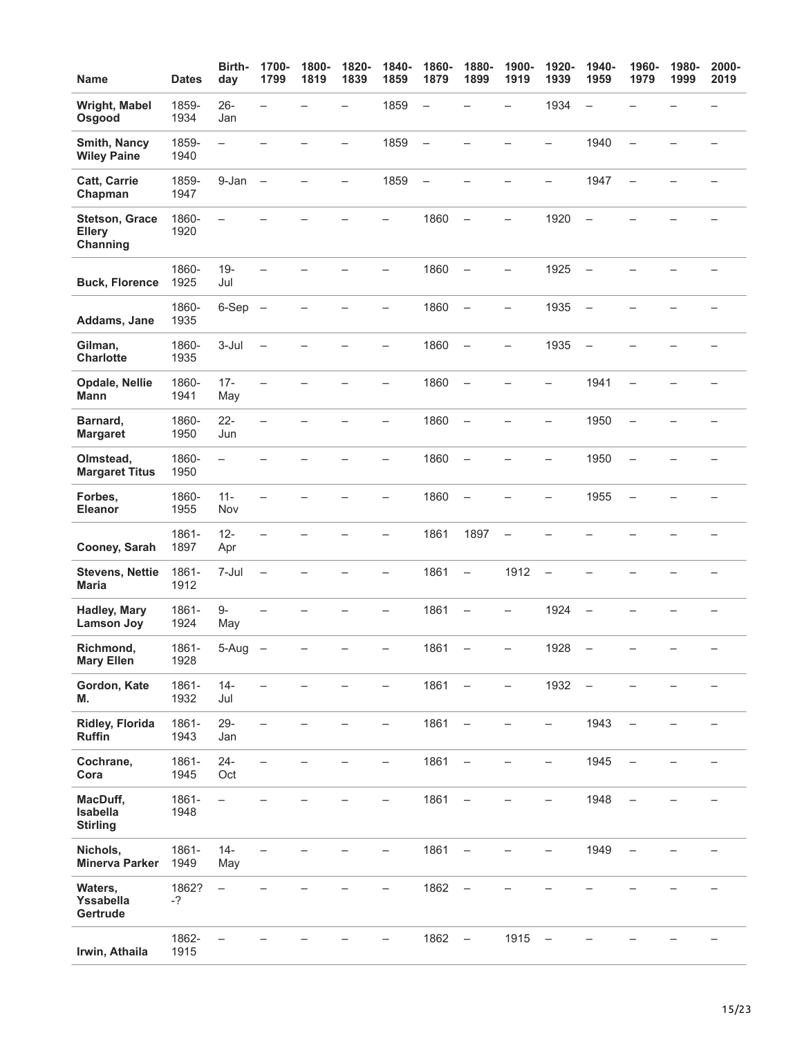| Name | Dates | Birth-day | 1700-1799 | 1800-1819 | 1820-1839 | 1840-1859 | 1860-1879 | 1880-1899 | 1900-1919 | 1920-1939 | 1940-1959 | 1960-1979 | 1980-1999 | 2000-2019 |
|---|---|---|---|---|---|---|---|---|---|---|---|---|---|---|
| **Wright, Mabel Osgood** | 1859-1934 | 26-Jan | – | – | – | 1859 | – | – | – | 1934 | – | – | – | – |
| **Smith, Nancy Wiley Paine** | 1859-1940 | – | – | – | – | 1859 | – | – | – | – | 1940 | – | – | – |
| **Catt, Carrie Chapman** | 1859-1947 | 9-Jan | – | – | – | 1859 | – | – | – | – | 1947 | – | – | – |
| **Stetson, Grace Ellery Channing** | 1860-1920 | – | – | – | – | – | 1860 | – | – | 1920 | – | – | – | – |
| **Buck, Florence** | 1860-1925 | 19-Jul | – | – | – | – | 1860 | – | – | 1925 | – | – | – | – |
| **Addams, Jane** | 1860-1935 | 6-Sep | – | – | – | – | 1860 | – | – | 1935 | – | – | – | – |
| **Gilman, Charlotte** | 1860-1935 | 3-Jul | – | – | – | – | 1860 | – | – | 1935 | – | – | – | – |
| **Opdale, Nellie Mann** | 1860-1941 | 17-May | – | – | – | – | 1860 | – | – | – | 1941 | – | – | – |
| **Barnard, Margaret** | 1860-1950 | 22-Jun | – | – | – | – | 1860 | – | – | – | 1950 | – | – | – |
| **Olmstead, Margaret Titus** | 1860-1950 | – | – | – | – | – | 1860 | – | – | – | 1950 | – | – | – |
| **Forbes, Eleanor** | 1860-1955 | 11-Nov | – | – | – | – | 1860 | – | – | – | 1955 | – | – | – |
| **Cooney, Sarah** | 1861-1897 | 12-Apr | – | – | – | – | 1861 | 1897 | – | – | – | – | – | – |
| **Stevens, Nettie Maria** | 1861-1912 | 7-Jul | – | – | – | – | 1861 | – | 1912 | – | – | – | – | – |
| **Hadley, Mary Lamson Joy** | 1861-1924 | 9-May | – | – | – | – | 1861 | – | – | 1924 | – | – | – | – |
| **Richmond, Mary Ellen** | 1861-1928 | 5-Aug | – | – | – | – | 1861 | – | – | 1928 | – | – | – | – |
| **Gordon, Kate M.** | 1861-1932 | 14-Jul | – | – | – | – | 1861 | – | – | 1932 | – | – | – | – |
| **Ridley, Florida Ruffin** | 1861-1943 | 29-Jan | – | – | – | – | 1861 | – | – | – | 1943 | – | – | – |
| **Cochrane, Cora** | 1861-1945 | 24-Oct | – | – | – | – | 1861 | – | – | – | 1945 | – | – | – |
| **MacDuff, Isabella Stirling** | 1861-1948 | – | – | – | – | – | 1861 | – | – | – | 1948 | – | – | – |
| **Nichols, Minerva Parker** | 1861-1949 | 14-May | – | – | – | – | 1861 | – | – | – | 1949 | – | – | – |
| **Waters, Yssabella Gertrude** | 1862?-? | – | – | – | – | – | 1862 | – | – | – | – | – | – | – |
| **Irwin, Athaila** | 1862-1915 | – | – | – | – | – | 1862 | – | 1915 | – | – | – | – | – |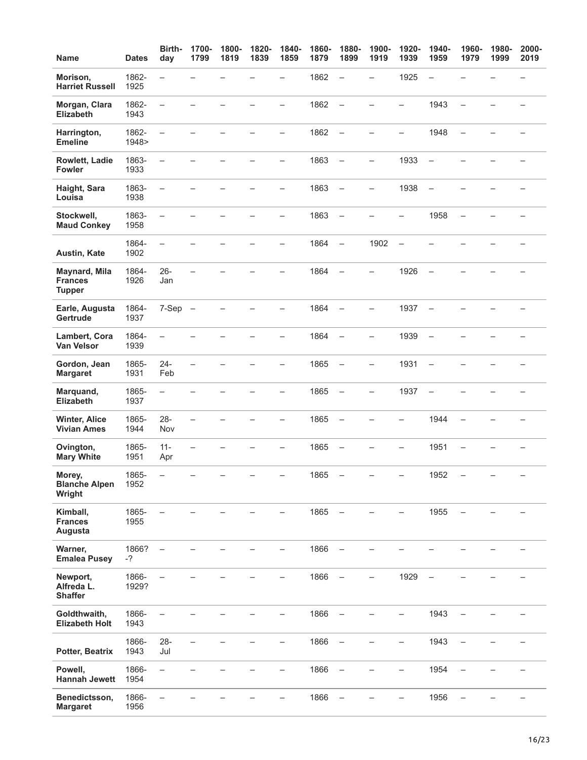| Name | Dates | Birth-day | 1700-1799 | 1800-1819 | 1820-1839 | 1840-1859 | 1860-1879 | 1880-1899 | 1900-1919 | 1920-1939 | 1940-1959 | 1960-1979 | 1980-1999 | 2000-2019 |
|---|---|---|---|---|---|---|---|---|---|---|---|---|---|---|
| **Morison, Harriet Russell** | 1862-1925 | – | – | – | – | – | 1862 | – | – | 1925 | – | – | – | – |
| **Morgan, Clara Elizabeth** | 1862-1943 | – | – | – | – | – | 1862 | – | – | – | 1943 | – | – | – |
| **Harrington, Emeline** | 1862-1948> | – | – | – | – | – | 1862 | – | – | – | 1948 | – | – | – |
| **Rowlett, Ladie Fowler** | 1863-1933 | – | – | – | – | – | 1863 | – | – | 1933 | – | – | – | – |
| **Haight, Sara Louisa** | 1863-1938 | – | – | – | – | – | 1863 | – | – | 1938 | – | – | – | – |
| **Stockwell, Maud Conkey** | 1863-1958 | – | – | – | – | – | 1863 | – | – | – | 1958 | – | – | – |
| **Austin, Kate** | 1864-1902 | – | – | – | – | – | 1864 | – | 1902 | – | – | – | – | – |
| **Maynard, Mila Frances Tupper** | 1864-1926 | 26-Jan | – | – | – | – | 1864 | – | – | 1926 | – | – | – | – |
| **Earle, Augusta Gertrude** | 1864-1937 | 7-Sep | – | – | – | – | 1864 | – | – | 1937 | – | – | – | – |
| **Lambert, Cora Van Velsor** | 1864-1939 | – | – | – | – | – | 1864 | – | – | 1939 | – | – | – | – |
| **Gordon, Jean Margaret** | 1865-1931 | 24-Feb | – | – | – | – | 1865 | – | – | 1931 | – | – | – | – |
| **Marquand, Elizabeth** | 1865-1937 | – | – | – | – | – | 1865 | – | – | 1937 | – | – | – | – |
| **Winter, Alice Vivian Ames** | 1865-1944 | 28-Nov | – | – | – | – | 1865 | – | – | – | 1944 | – | – | – |
| **Ovington, Mary White** | 1865-1951 | 11-Apr | – | – | – | – | 1865 | – | – | – | 1951 | – | – | – |
| **Morey, Blanche Alpen Wright** | 1865-1952 | – | – | – | – | – | 1865 | – | – | – | 1952 | – | – | – |
| **Kimball, Frances Augusta** | 1865-1955 | – | – | – | – | – | 1865 | – | – | – | 1955 | – | – | – |
| **Warner, Emalea Pusey** | 1866?-? | – | – | – | – | – | 1866 | – | – | – | – | – | – | – |
| **Newport, Alfreda L. Shaffer** | 1866-1929? | – | – | – | – | – | 1866 | – | – | 1929 | – | – | – | – |
| **Goldthwaith, Elizabeth Holt** | 1866-1943 | – | – | – | – | – | 1866 | – | – | – | 1943 | – | – | – |
| **Potter, Beatrix** | 1866-1943 | 28-Jul | – | – | – | – | 1866 | – | – | – | 1943 | – | – | – |
| **Powell, Hannah Jewett** | 1866-1954 | – | – | – | – | – | 1866 | – | – | – | 1954 | – | – | – |
| **Benedictsson, Margaret** | 1866-1956 | – | – | – | – | – | 1866 | – | – | – | 1956 | – | – | – |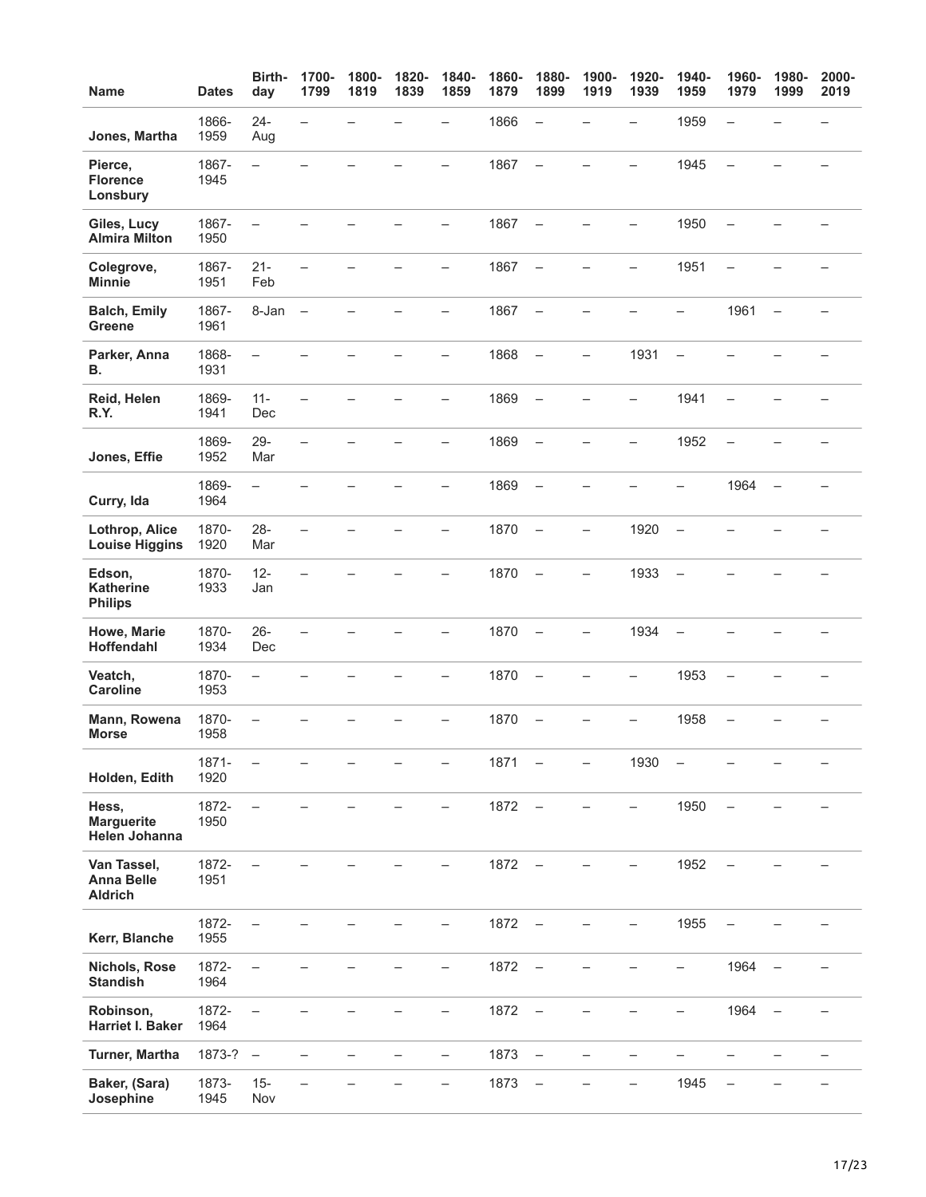| Name | Dates | Birth-day | 1700-1799 | 1800-1819 | 1820-1839 | 1840-1859 | 1860-1879 | 1880-1899 | 1900-1919 | 1920-1939 | 1940-1959 | 1960-1979 | 1980-1999 | 2000-2019 |
|---|---|---|---|---|---|---|---|---|---|---|---|---|---|---|
| **Jones, Martha** | 1866-1959 | 24-Aug | – | – | – | – | 1866 | – | – | – | 1959 | – | – | – |
| **Pierce, Florence Lonsbury** | 1867-1945 | – | – | – | – | – | 1867 | – | – | – | 1945 | – | – | – |
| **Giles, Lucy Almira Milton** | 1867-1950 | – | – | – | – | – | 1867 | – | – | – | 1950 | – | – | – |
| **Colegrove, Minnie** | 1867-1951 | 21-Feb | – | – | – | – | 1867 | – | – | – | 1951 | – | – | – |
| **Balch, Emily Greene** | 1867-1961 | 8-Jan | – | – | – | – | 1867 | – | – | – | – | 1961 | – | – |
| **Parker, Anna B.** | 1868-1931 | – | – | – | – | – | 1868 | – | – | 1931 | – | – | – | – |
| **Reid, Helen R.Y.** | 1869-1941 | 11-Dec | – | – | – | – | 1869 | – | – | – | 1941 | – | – | – |
| **Jones, Effie** | 1869-1952 | 29-Mar | – | – | – | – | 1869 | – | – | – | 1952 | – | – | – |
| **Curry, Ida** | 1869-1964 | – | – | – | – | – | 1869 | – | – | – | – | 1964 | – | – |
| **Lothrop, Alice Louise Higgins** | 1870-1920 | 28-Mar | – | – | – | – | 1870 | – | – | 1920 | – | – | – | – |
| **Edson, Katherine Philips** | 1870-1933 | 12-Jan | – | – | – | – | 1870 | – | – | 1933 | – | – | – | – |
| **Howe, Marie Hoffendahl** | 1870-1934 | 26-Dec | – | – | – | – | 1870 | – | – | 1934 | – | – | – | – |
| **Veatch, Caroline** | 1870-1953 | – | – | – | – | – | 1870 | – | – | – | 1953 | – | – | – |
| **Mann, Rowena Morse** | 1870-1958 | – | – | – | – | – | 1870 | – | – | – | 1958 | – | – | – |
| **Holden, Edith** | 1871-1920 | – | – | – | – | – | 1871 | – | – | 1930 | – | – | – | – |
| **Hess, Marguerite Helen Johanna** | 1872-1950 | – | – | – | – | – | 1872 | – | – | – | 1950 | – | – | – |
| **Van Tassel, Anna Belle Aldrich** | 1872-1951 | – | – | – | – | – | 1872 | – | – | – | 1952 | – | – | – |
| **Kerr, Blanche** | 1872-1955 | – | – | – | – | – | 1872 | – | – | – | 1955 | – | – | – |
| **Nichols, Rose Standish** | 1872-1964 | – | – | – | – | – | 1872 | – | – | – | – | 1964 | – | – |
| **Robinson, Harriet I. Baker** | 1872-1964 | – | – | – | – | – | 1872 | – | – | – | – | 1964 | – | – |
| **Turner, Martha** | 1873-? | – | – | – | – | – | 1873 | – | – | – | – | – | – | – |
| **Baker, (Sara) Josephine** | 1873-1945 | 15-Nov | – | – | – | – | 1873 | – | – | – | 1945 | – | – | – |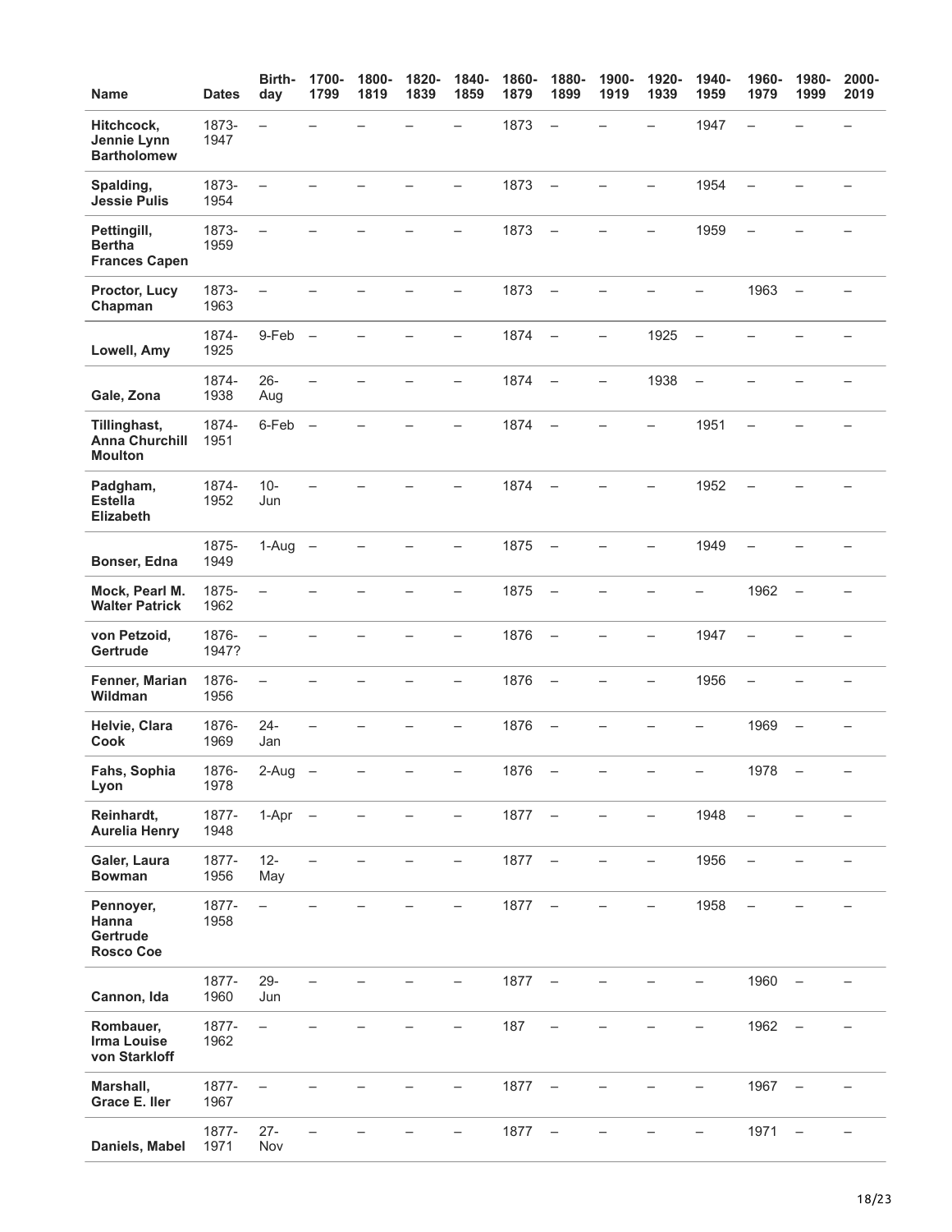| Name | Dates | Birth-day | 1700-1799 | 1800-1819 | 1820-1839 | 1840-1859 | 1860-1879 | 1880-1899 | 1900-1919 | 1920-1939 | 1940-1959 | 1960-1979 | 1980-1999 | 2000-2019 |
|---|---|---|---|---|---|---|---|---|---|---|---|---|---|---|
| **Hitchcock, Jennie Lynn Bartholomew** | 1873-1947 | – | – | – | – | – | 1873 | – | – | – | 1947 | – | – | – |
| **Spalding, Jessie Pulis** | 1873-1954 | – | – | – | – | – | 1873 | – | – | – | 1954 | – | – | – |
| **Pettingill, Bertha Frances Capen** | 1873-1959 | – | – | – | – | – | 1873 | – | – | – | 1959 | – | – | – |
| **Proctor, Lucy Chapman** | 1873-1963 | – | – | – | – | – | 1873 | – | – | – | – | 1963 | – | – |
| **Lowell, Amy** | 1874-1925 | 9-Feb | – | – | – | – | 1874 | – | – | 1925 | – | – | – | – |
| **Gale, Zona** | 1874-1938 | 26-Aug | – | – | – | – | 1874 | – | – | 1938 | – | – | – | – |
| **Tillinghast, Anna Churchill Moulton** | 1874-1951 | 6-Feb | – | – | – | – | 1874 | – | – | – | 1951 | – | – | – |
| **Padgham, Estella Elizabeth** | 1874-1952 | 10-Jun | – | – | – | – | 1874 | – | – | – | 1952 | – | – | – |
| **Bonser, Edna** | 1875-1949 | 1-Aug | – | – | – | – | 1875 | – | – | – | 1949 | – | – | – |
| **Mock, Pearl M. Walter Patrick** | 1875-1962 | – | – | – | – | – | 1875 | – | – | – | – | 1962 | – | – |
| **von Petzoid, Gertrude** | 1876-1947? | – | – | – | – | – | 1876 | – | – | – | 1947 | – | – | – |
| **Fenner, Marian Wildman** | 1876-1956 | – | – | – | – | – | 1876 | – | – | – | 1956 | – | – | – |
| **Helvie, Clara Cook** | 1876-1969 | 24-Jan | – | – | – | – | 1876 | – | – | – | – | 1969 | – | – |
| **Fahs, Sophia Lyon** | 1876-1978 | 2-Aug | – | – | – | – | 1876 | – | – | – | – | 1978 | – | – |
| **Reinhardt, Aurelia Henry** | 1877-1948 | 1-Apr | – | – | – | – | 1877 | – | – | – | 1948 | – | – | – |
| **Galer, Laura Bowman** | 1877-1956 | 12-May | – | – | – | – | 1877 | – | – | – | 1956 | – | – | – |
| **Pennoyer, Hanna Gertrude Rosco Coe** | 1877-1958 | – | – | – | – | – | 1877 | – | – | – | 1958 | – | – | – |
| **Cannon, Ida** | 1877-1960 | 29-Jun | – | – | – | – | 1877 | – | – | – | – | 1960 | – | – |
| **Rombauer, Irma Louise von Starkloff** | 1877-1962 | – | – | – | – | – | 187 | – | – | – | – | 1962 | – | – |
| **Marshall, Grace E. Iler** | 1877-1967 | – | – | – | – | – | 1877 | – | – | – | – | 1967 | – | – |
| **Daniels, Mabel** | 1877-1971 | 27-Nov | – | – | – | – | 1877 | – | – | – | – | 1971 | – | – |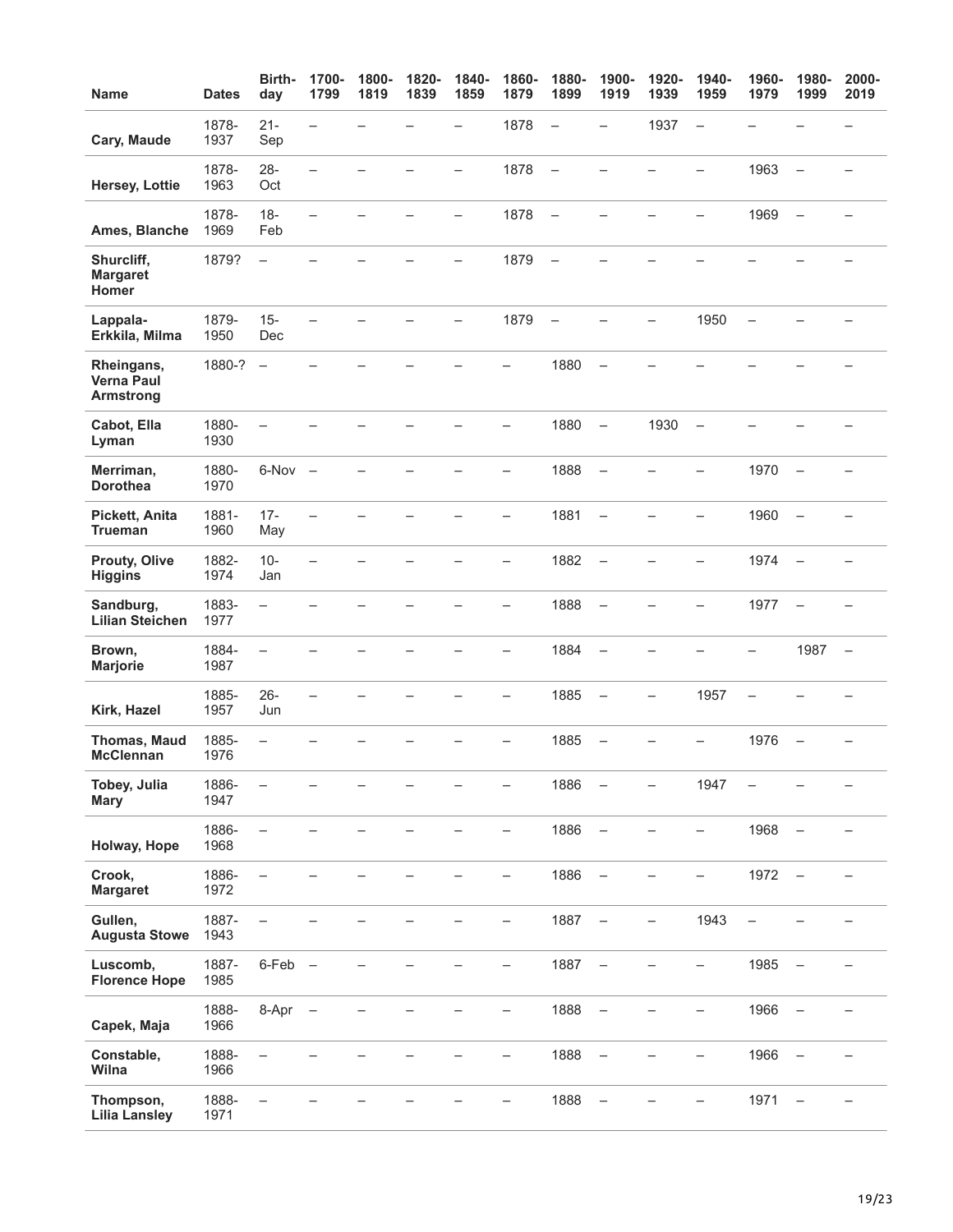| Name | Dates | Birth-day | 1700-1799 | 1800-1819 | 1820-1839 | 1840-1859 | 1860-1879 | 1880-1899 | 1900-1919 | 1920-1939 | 1940-1959 | 1960-1979 | 1980-1999 | 2000-2019 |
|---|---|---|---|---|---|---|---|---|---|---|---|---|---|---|
| **Cary, Maude** | 1878-1937 | 21-Sep | – | – | – | – | 1878 | – | – | 1937 | – | – | – | – |
| **Hersey, Lottie** | 1878-1963 | 28-Oct | – | – | – | – | 1878 | – | – | – | – | 1963 | – | – |
| **Ames, Blanche** | 1878-1969 | 18-Feb | – | – | – | – | 1878 | – | – | – | – | 1969 | – | – |
| **Shurcliff, Margaret Homer** | 1879? | – | – | – | – | – | 1879 | – | – | – | – | – | – | – |
| **Lappala-Erkkila, Milma** | 1879-1950 | 15-Dec | – | – | – | – | 1879 | – | – | – | 1950 | – | – | – |
| **Rheingans, Verna Paul Armstrong** | 1880-? | – | – | – | – | – | – | 1880 | – | – | – | – | – | – |
| **Cabot, Ella Lyman** | 1880-1930 | – | – | – | – | – | – | 1880 | – | 1930 | – | – | – | – |
| **Merriman, Dorothea** | 1880-1970 | 6-Nov | – | – | – | – | – | 1888 | – | – | – | 1970 | – | – |
| **Pickett, Anita Trueman** | 1881-1960 | 17-May | – | – | – | – | – | 1881 | – | – | – | 1960 | – | – |
| **Prouty, Olive Higgins** | 1882-1974 | 10-Jan | – | – | – | – | – | 1882 | – | – | – | 1974 | – | – |
| **Sandburg, Lilian Steichen** | 1883-1977 | – | – | – | – | – | – | 1888 | – | – | – | 1977 | – | – |
| **Brown, Marjorie** | 1884-1987 | – | – | – | – | – | – | 1884 | – | – | – | – | 1987 | – |
| **Kirk, Hazel** | 1885-1957 | 26-Jun | – | – | – | – | – | 1885 | – | – | 1957 | – | – | – |
| **Thomas, Maud McClennan** | 1885-1976 | – | – | – | – | – | – | 1885 | – | – | – | 1976 | – | – |
| **Tobey, Julia Mary** | 1886-1947 | – | – | – | – | – | – | 1886 | – | – | 1947 | – | – | – |
| **Holway, Hope** | 1886-1968 | – | – | – | – | – | – | 1886 | – | – | – | 1968 | – | – |
| **Crook, Margaret** | 1886-1972 | – | – | – | – | – | – | 1886 | – | – | – | 1972 | – | – |
| **Gullen, Augusta Stowe** | 1887-1943 | – | – | – | – | – | – | 1887 | – | – | 1943 | – | – | – |
| **Luscomb, Florence Hope** | 1887-1985 | 6-Feb | – | – | – | – | – | 1887 | – | – | – | 1985 | – | – |
| **Capek, Maja** | 1888-1966 | 8-Apr | – | – | – | – | – | 1888 | – | – | – | 1966 | – | – |
| **Constable, Wilna** | 1888-1966 | – | – | – | – | – | – | 1888 | – | – | – | 1966 | – | – |
| **Thompson, Lilia Lansley** | 1888-1971 | – | – | – | – | – | – | 1888 | – | – | – | 1971 | – | – |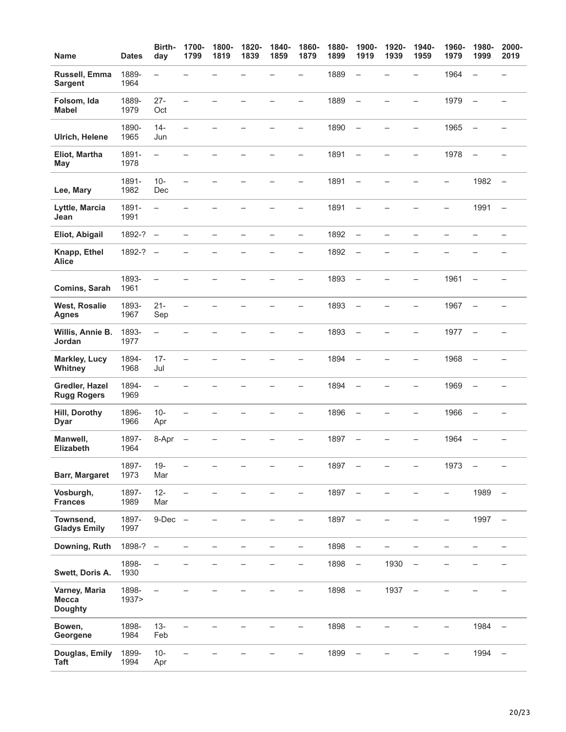| Name | Dates | Birth-day | 1700-1799 | 1800-1819 | 1820-1839 | 1840-1859 | 1860-1879 | 1880-1899 | 1900-1919 | 1920-1939 | 1940-1959 | 1960-1979 | 1980-1999 | 2000-2019 |
|---|---|---|---|---|---|---|---|---|---|---|---|---|---|---|
| **Russell, Emma Sargent** | 1889-1964 | – | – | – | – | – | – | 1889 | – | – | – | 1964 | – | – |
| **Folsom, Ida Mabel** | 1889-1979 | 27-Oct | – | – | – | – | – | 1889 | – | – | – | 1979 | – | – |
| **Ulrich, Helene** | 1890-1965 | 14-Jun | – | – | – | – | – | 1890 | – | – | – | 1965 | – | – |
| **Eliot, Martha May** | 1891-1978 | – | – | – | – | – | – | 1891 | – | – | – | 1978 | – | – |
| **Lee, Mary** | 1891-1982 | 10-Dec | – | – | – | – | – | 1891 | – | – | – | – | 1982 | – |
| **Lyttle, Marcia Jean** | 1891-1991 | – | – | – | – | – | – | 1891 | – | – | – | – | 1991 | – |
| **Eliot, Abigail** | 1892-? | – | – | – | – | – | – | 1892 | – | – | – | – | – | – |
| **Knapp, Ethel Alice** | 1892-? | – | – | – | – | – | – | 1892 | – | – | – | – | – | – |
| **Comins, Sarah** | 1893-1961 | – | – | – | – | – | – | 1893 | – | – | – | 1961 | – | – |
| **West, Rosalie Agnes** | 1893-1967 | 21-Sep | – | – | – | – | – | 1893 | – | – | – | 1967 | – | – |
| **Willis, Annie B. Jordan** | 1893-1977 | – | – | – | – | – | – | 1893 | – | – | – | 1977 | – | – |
| **Markley, Lucy Whitney** | 1894-1968 | 17-Jul | – | – | – | – | – | 1894 | – | – | – | 1968 | – | – |
| **Gredler, Hazel Rugg Rogers** | 1894-1969 | – | – | – | – | – | – | 1894 | – | – | – | 1969 | – | – |
| **Hill, Dorothy Dyar** | 1896-1966 | 10-Apr | – | – | – | – | – | 1896 | – | – | – | 1966 | – | – |
| **Manwell, Elizabeth** | 1897-1964 | 8-Apr | – | – | – | – | – | 1897 | – | – | – | 1964 | – | – |
| **Barr, Margaret** | 1897-1973 | 19-Mar | – | – | – | – | – | 1897 | – | – | – | 1973 | – | – |
| **Vosburgh, Frances** | 1897-1989 | 12-Mar | – | – | – | – | – | 1897 | – | – | – | – | 1989 | – |
| **Townsend, Gladys Emily** | 1897-1997 | 9-Dec | – | – | – | – | – | 1897 | – | – | – | – | 1997 | – |
| **Downing, Ruth** | 1898-? | – | – | – | – | – | – | 1898 | – | – | – | – | – | – |
| **Swett, Doris A.** | 1898-1930 | – | – | – | – | – | – | 1898 | – | 1930 | – | – | – | – |
| **Varney, Maria Mecca Doughty** | 1898-1937> | – | – | – | – | – | – | 1898 | – | 1937 | – | – | – | – |
| **Bowen, Georgene** | 1898-1984 | 13-Feb | – | – | – | – | – | 1898 | – | – | – | – | 1984 | – |
| **Douglas, Emily Taft** | 1899-1994 | 10-Apr | – | – | – | – | – | 1899 | – | – | – | – | 1994 | – |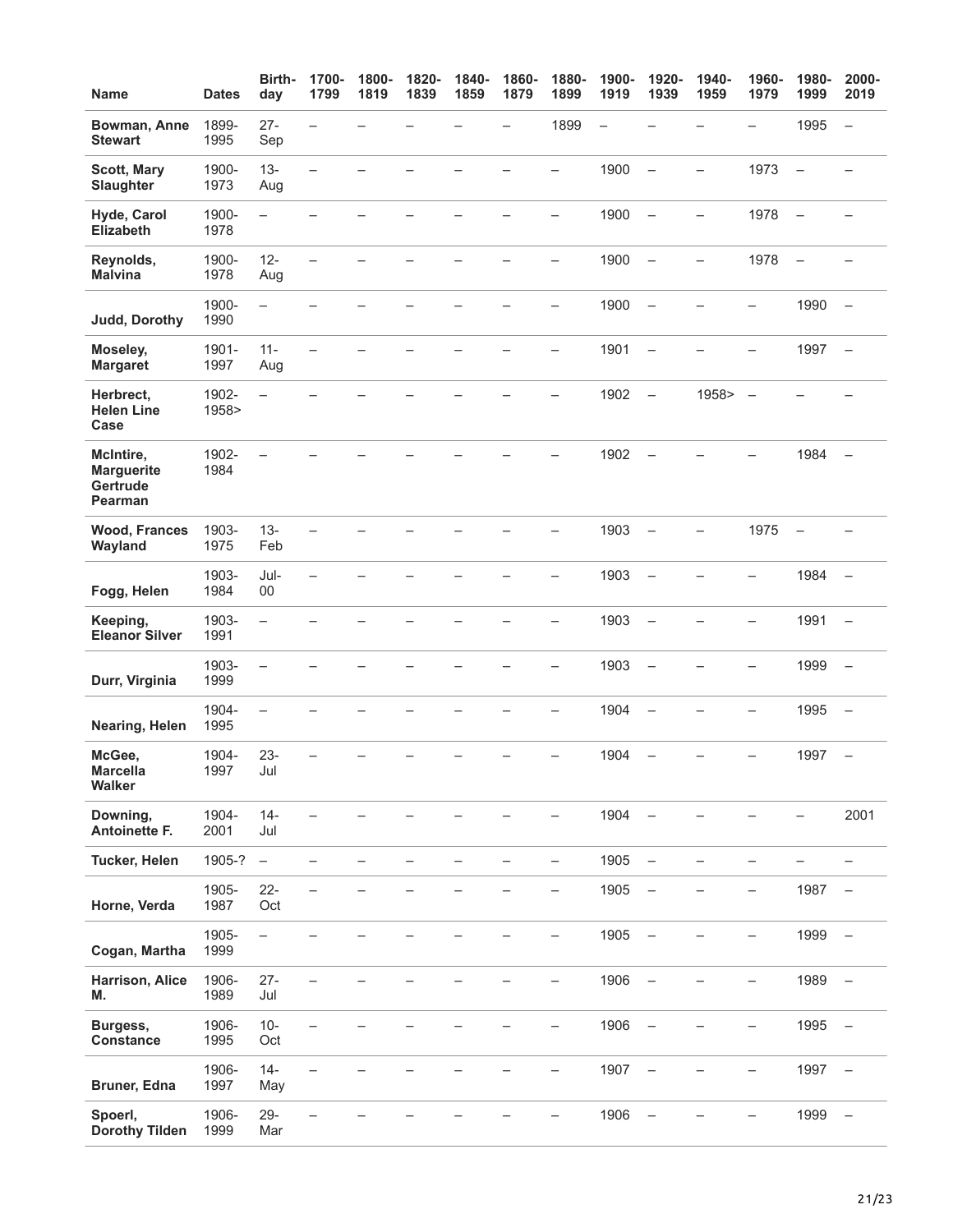| Name | Dates | Birth-day | 1700-1799 | 1800-1819 | 1820-1839 | 1840-1859 | 1860-1879 | 1880-1899 | 1900-1919 | 1920-1939 | 1940-1959 | 1960-1979 | 1980-1999 | 2000-2019 |
|---|---|---|---|---|---|---|---|---|---|---|---|---|---|---|
| **Bowman, Anne Stewart** | 1899-1995 | 27-Sep | – | – | – | – | – | 1899 | – | – | – | – | 1995 | – |
| **Scott, Mary Slaughter** | 1900-1973 | 13-Aug | – | – | – | – | – | – | 1900 | – | – | 1973 | – | – |
| **Hyde, Carol Elizabeth** | 1900-1978 | – | – | – | – | – | – | – | 1900 | – | – | 1978 | – | – |
| **Reynolds, Malvina** | 1900-1978 | 12-Aug | – | – | – | – | – | – | 1900 | – | – | 1978 | – | – |
| **Judd, Dorothy** | 1900-1990 | – | – | – | – | – | – | – | 1900 | – | – | – | 1990 | – |
| **Moseley, Margaret** | 1901-1997 | 11-Aug | – | – | – | – | – | – | 1901 | – | – | – | 1997 | – |
| **Herbrect, Helen Line Case** | 1902-1958> | – | – | – | – | – | – | – | 1902 | – | 1958> | – | – | – |
| **McIntire, Marguerite Gertrude Pearman** | 1902-1984 | – | – | – | – | – | – | – | 1902 | – | – | – | 1984 | – |
| **Wood, Frances Wayland** | 1903-1975 | 13-Feb | – | – | – | – | – | – | 1903 | – | – | 1975 | – | – |
| **Fogg, Helen** | 1903-1984 | Jul-00 | – | – | – | – | – | – | 1903 | – | – | – | 1984 | – |
| **Keeping, Eleanor Silver** | 1903-1991 | – | – | – | – | – | – | – | 1903 | – | – | – | 1991 | – |
| **Durr, Virginia** | 1903-1999 | – | – | – | – | – | – | – | 1903 | – | – | – | 1999 | – |
| **Nearing, Helen** | 1904-1995 | – | – | – | – | – | – | – | 1904 | – | – | – | 1995 | – |
| **McGee, Marcella Walker** | 1904-1997 | 23-Jul | – | – | – | – | – | – | 1904 | – | – | – | 1997 | – |
| **Downing, Antoinette F.** | 1904-2001 | 14-Jul | – | – | – | – | – | – | 1904 | – | – | – | – | 2001 |
| **Tucker, Helen** | 1905-? | – | – | – | – | – | – | – | 1905 | – | – | – | – | – |
| **Horne, Verda** | 1905-1987 | 22-Oct | – | – | – | – | – | – | 1905 | – | – | – | 1987 | – |
| **Cogan, Martha** | 1905-1999 | – | – | – | – | – | – | – | 1905 | – | – | – | 1999 | – |
| **Harrison, Alice M.** | 1906-1989 | 27-Jul | – | – | – | – | – | – | 1906 | – | – | – | 1989 | – |
| **Burgess, Constance** | 1906-1995 | 10-Oct | – | – | – | – | – | – | 1906 | – | – | – | 1995 | – |
| **Bruner, Edna** | 1906-1997 | 14-May | – | – | – | – | – | – | 1907 | – | – | – | 1997 | – |
| **Spoerl, Dorothy Tilden** | 1906-1999 | 29-Mar | – | – | – | – | – | – | 1906 | – | – | – | 1999 | – |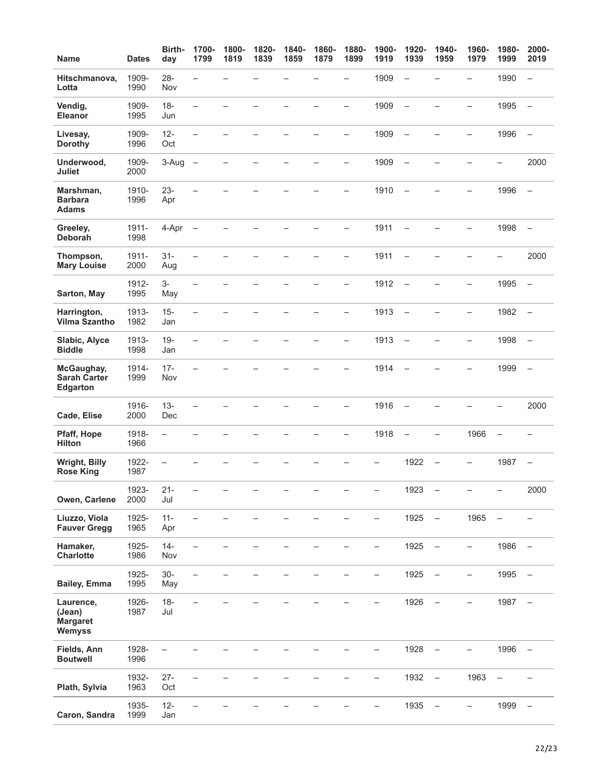| Name | Dates | Birth-day | 1700-1799 | 1800-1819 | 1820-1839 | 1840-1859 | 1860-1879 | 1880-1899 | 1900-1919 | 1920-1939 | 1940-1959 | 1960-1979 | 1980-1999 | 2000-2019 |
|---|---|---|---|---|---|---|---|---|---|---|---|---|---|---|
| **Hitschmanova, Lotta** | 1909-1990 | 28-Nov | – | – | – | – | – | – | 1909 | – | – | – | 1990 | – |
| **Vendig, Eleanor** | 1909-1995 | 18-Jun | – | – | – | – | – | – | 1909 | – | – | – | 1995 | – |
| **Livesay, Dorothy** | 1909-1996 | 12-Oct | – | – | – | – | – | – | 1909 | – | – | – | 1996 | – |
| **Underwood, Juliet** | 1909-2000 | 3-Aug | – | – | – | – | – | – | 1909 | – | – | – | – | 2000 |
| **Marshman, Barbara Adams** | 1910-1996 | 23-Apr | – | – | – | – | – | – | 1910 | – | – | – | 1996 | – |
| **Greeley, Deborah** | 1911-1998 | 4-Apr | – | – | – | – | – | – | 1911 | – | – | – | 1998 | – |
| **Thompson, Mary Louise** | 1911-2000 | 31-Aug | – | – | – | – | – | – | 1911 | – | – | – | – | 2000 |
| **Sarton, May** | 1912-1995 | 3-May | – | – | – | – | – | – | 1912 | – | – | – | 1995 | – |
| **Harrington, Vilma Szantho** | 1913-1982 | 15-Jan | – | – | – | – | – | – | 1913 | – | – | – | 1982 | – |
| **Slabic, Alyce Biddle** | 1913-1998 | 19-Jan | – | – | – | – | – | – | 1913 | – | – | – | 1998 | – |
| **McGaughay, Sarah Carter Edgarton** | 1914-1999 | 17-Nov | – | – | – | – | – | – | 1914 | – | – | – | 1999 | – |
| **Cade, Elise** | 1916-2000 | 13-Dec | – | – | – | – | – | – | 1916 | – | – | – | – | 2000 |
| **Pfaff, Hope Hilton** | 1918-1966 | – | – | – | – | – | – | – | 1918 | – | – | 1966 | – | – |
| **Wright, Billy Rose King** | 1922-1987 | – | – | – | – | – | – | – | – | 1922 | – | – | 1987 | – |
| **Owen, Carlene** | 1923-2000 | 21-Jul | – | – | – | – | – | – | – | 1923 | – | – | – | 2000 |
| **Liuzzo, Viola Fauver Gregg** | 1925-1965 | 11-Apr | – | – | – | – | – | – | – | 1925 | – | 1965 | – | – |
| **Hamaker, Charlotte** | 1925-1986 | 14-Nov | – | – | – | – | – | – | – | 1925 | – | – | 1986 | – |
| **Bailey, Emma** | 1925-1995 | 30-May | – | – | – | – | – | – | – | 1925 | – | – | 1995 | – |
| **Laurence, (Jean) Margaret Wemyss** | 1926-1987 | 18-Jul | – | – | – | – | – | – | – | 1926 | – | – | 1987 | – |
| **Fields, Ann Boutwell** | 1928-1996 | – | – | – | – | – | – | – | – | 1928 | – | – | 1996 | – |
| **Plath, Sylvia** | 1932-1963 | 27-Oct | – | – | – | – | – | – | – | 1932 | – | 1963 | – | – |
| **Caron, Sandra** | 1935-1999 | 12-Jan | – | – | – | – | – | – | – | 1935 | – | – | 1999 | – |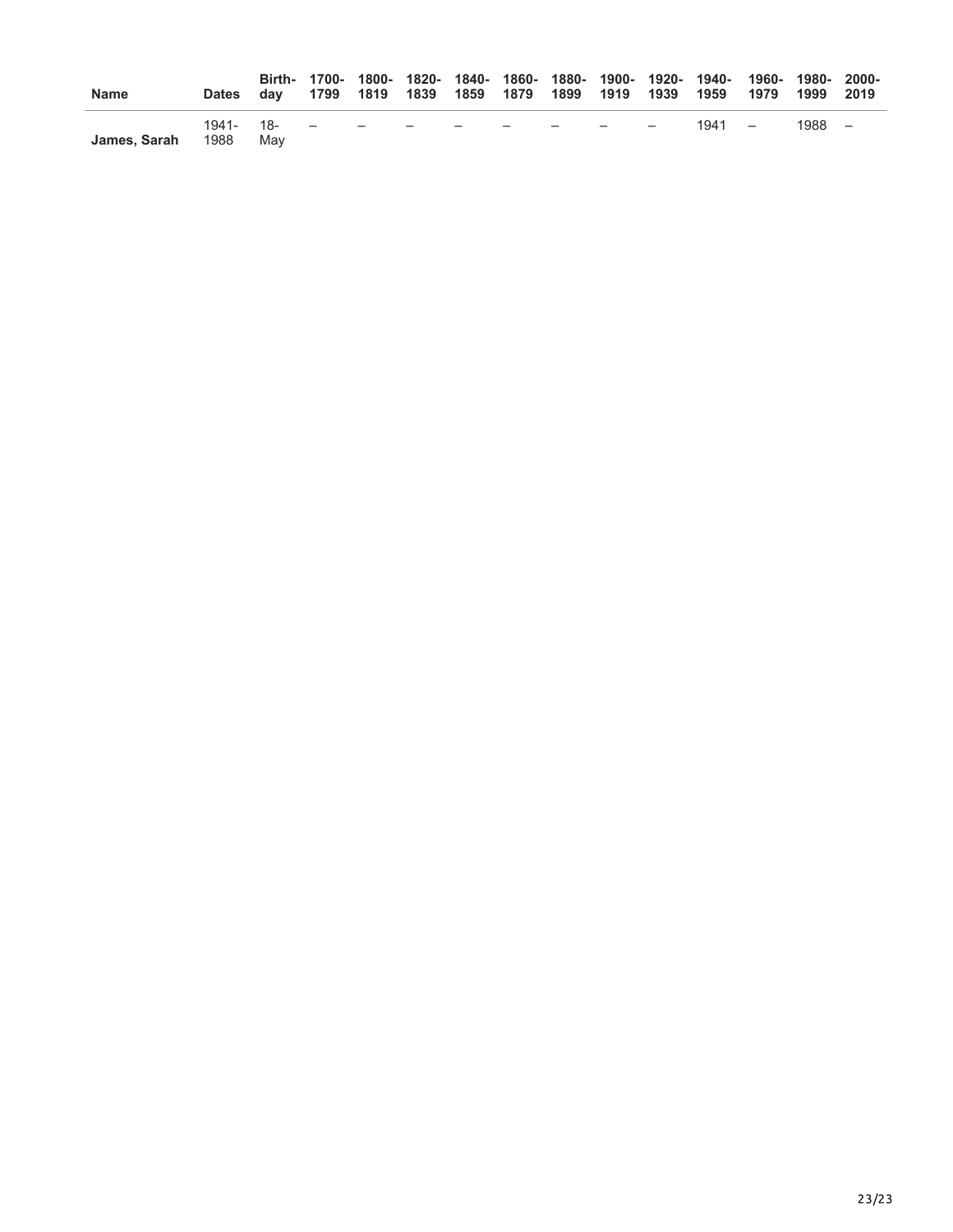| Name | Dates | Birth-day | 1700-1799 | 1800-1819 | 1820-1839 | 1840-1859 | 1860-1879 | 1880-1899 | 1900-1919 | 1920-1939 | 1940-1959 | 1960-1979 | 1980-1999 | 2000-2019 |
|---|---|---|---|---|---|---|---|---|---|---|---|---|---|---|
| **James, Sarah** | 1941-1988 | 18-May | – | – | – | – | – | – | – | – | 1941 | – | 1988 | – |